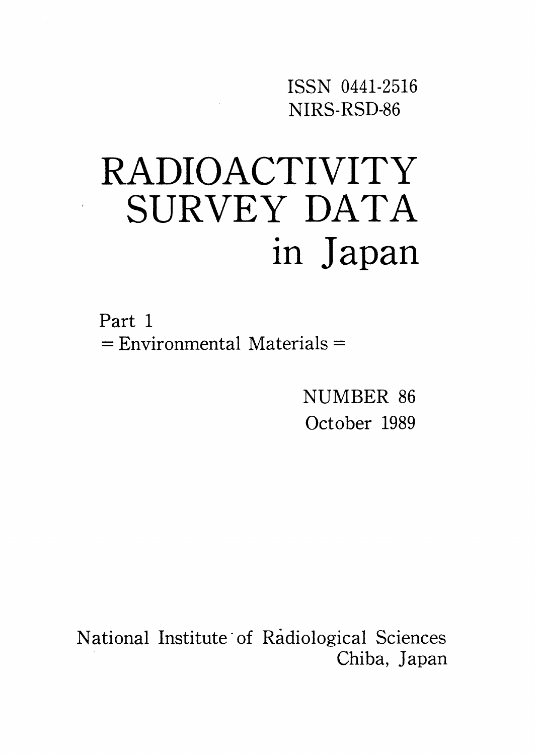ISSN 0441-2516
NIRS-RSD-86

# RADIOACTIVITY SURVEY DATA in Japan

Part 1
= Environmental Materials =

NUMBER 86
October 1989

National Institute of Radiological Sciences
Chiba, Japan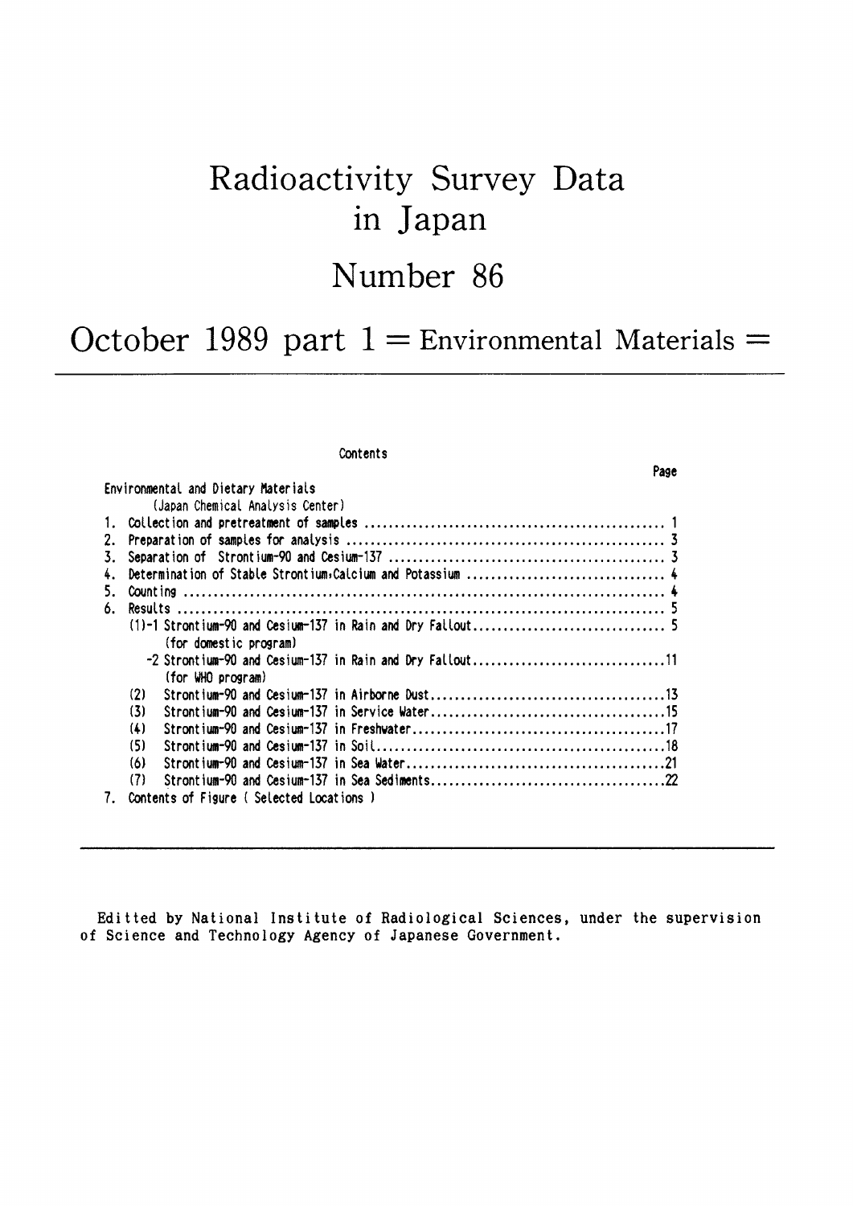# Radioactivity Survey Data in Japan

# Number 86

## October 1989 part 1 = Environmental Materials =

Contents

| | Page |
|---|---|
| Environmental and Dietary Materials | |
| (Japan Chemical Analysis Center) | |
| 1. Collection and pretreatment of samples | 1 |
| 2. Preparation of samples for analysis | 3 |
| 3. Separation of Strontium-90 and Cesium-137 | 3 |
| 4. Determination of Stable Strontium,Calcium and Potassium | 4 |
| 5. Counting | 4 |
| 6. Results | 5 |
| (1)-1 Strontium-90 and Cesium-137 in Rain and Dry Fallout (for domestic program) | 5 |
| -2 Strontium-90 and Cesium-137 in Rain and Dry Fallout (for WHO program) | 11 |
| (2) Strontium-90 and Cesium-137 in Airborne Dust | 13 |
| (3) Strontium-90 and Cesium-137 in Service Water | 15 |
| (4) Strontium-90 and Cesium-137 in Freshwater | 17 |
| (5) Strontium-90 and Cesium-137 in Soil | 18 |
| (6) Strontium-90 and Cesium-137 in Sea Water | 21 |
| (7) Strontium-90 and Cesium-137 in Sea Sediments | 22 |
| 7. Contents of Figure ( Selected Locations ) | |

Editted by National Institute of Radiological Sciences, under the supervision of Science and Technology Agency of Japanese Government.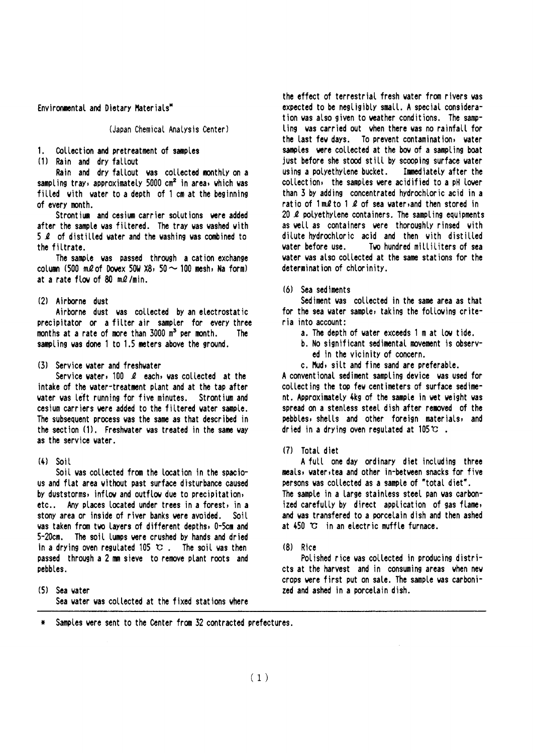Environmental and Dietary Materials*

(Japan Chemical Analysis Center)

## 1. Collection and pretreatment of samples

### (1) Rain and dry fallout

Rain and dry fallout was collected monthly on a sampling tray, approximately 5000 $cm^2$ in area, which was filled with water to a depth of 1 cm at the beginning of every month.

Strontium and cesium carrier solutions were added after the sample was filtered. The tray was washed with 5 ℓ of distilled water and the washing was combined to the filtrate.

The sample was passed through a cation exchange column (500 mℓ of Dowex 50W X8, 50 ~ 100 mesh, Na form) at a rate flow of 80 mℓ/min.

### (2) Airborne dust

Airborne dust was collected by an electrostatic precipitator or a filter air sampler for every three months at a rate of more than 3000 $m^3$ per month. The sampling was done 1 to 1.5 meters above the ground.

### (3) Service water and freshwater

Service water, 100 ℓ each, was collected at the intake of the water-treatment plant and at the tap after water was left running for five minutes. Strontium and cesium carriers were added to the filtered water sample. The subsequent process was the same as that described in the section (1). Freshwater was treated in the same way as the service water.

### (4) Soil

Soil was collected from the location in the spacious and flat area without past surface disturbance caused by duststorms, inflow and outflow due to precipitation, etc.. Any places located under trees in a forest, in a stony area or inside of river banks were avoided. Soil was taken from two layers of different depths, 0-5cm and 5-20cm. The soil lumps were crushed by hands and dried in a drying oven regulated 105 ℃ . The soil was then passed through a 2 mm sieve to remove plant roots and pebbles.

### (5) Sea water

Sea water was collected at the fixed stations where the effect of terrestrial fresh water from rivers was expected to be negligibly small. A special consideration was also given to weather conditions. The sampling was carried out when there was no rainfall for the last few days. To prevent contamination, water samples were collected at the bow of a sampling boat just before she stood still by scooping surface water using a polyethylene bucket. Immediately after the collection, the samples were acidified to a pH lower than 3 by adding concentrated hydrochloric acid in a ratio of 1 mℓ to 1 ℓ of sea water, and then stored in 20 ℓ polyethylene containers. The sampling equipments as well as containers were thoroughly rinsed with dilute hydrochloric acid and then with distilled water before use. Two hundred milliliters of sea water was also collected at the same stations for the determination of chlorinity.

### (6) Sea sediments

Sediment was collected in the same area as that for the sea water sample, taking the following criteria into account:

a. The depth of water exceeds 1 m at low tide.
b. No significant sedimental movement is observed in the vicinity of concern.
c. Mud, silt and fine sand are preferable.

A conventional sediment sampling device was used for collecting the top few centimeters of surface sediment. Approximately 4kg of the sample in wet weight was spread on a stenless steel dish after removed of the pebbles, shells and other foreign materials, and dried in a drying oven regulated at 105℃ .

### (7) Total diet

A full one day ordinary diet including three meals, water, tea and other in-between snacks for five persons was collected as a sample of "total diet". The sample in a large stainless steel pan was carbonized carefully by direct application of gas flame, and was transfered to a porcelain dish and then ashed at 450 ℃ in an electric muffle furnace.

### (8) Rice

Polished rice was collected in producing districts at the harvest and in consuming areas when new crops were first put on sale. The sample was carbonized and ashed in a porcelain dish.

---

\* Samples were sent to the Center from 32 contracted prefectures.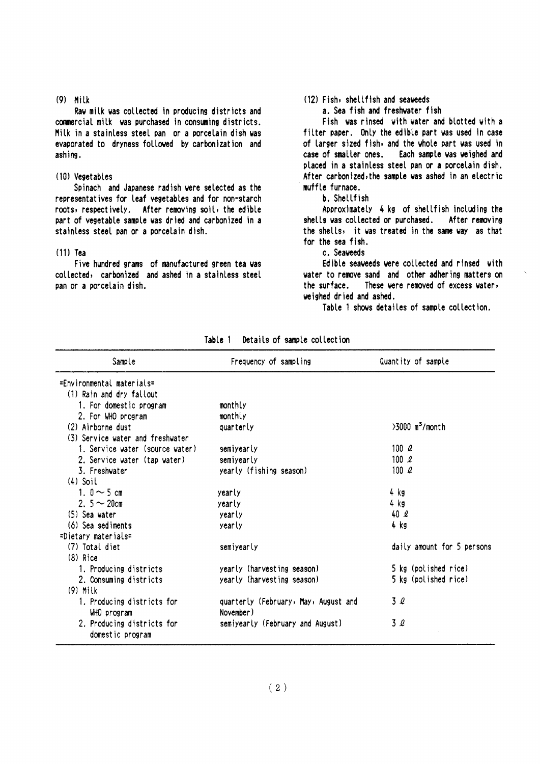(9) Milk

Raw milk was collected in producing districts and commercial milk was purchased in consuming districts. Milk in a stainless steel pan or a porcelain dish was evaporated to dryness followed by carbonization and ashing.

(10) Vegetables

Spinach and Japanese radish were selected as the representatives for leaf vegetables and for non-starch roots, respectively. After removing soil, the edible part of vegetable sample was dried and carbonized in a stainless steel pan or a porcelain dish.

(11) Tea

Five hundred grams of manufactured green tea was collected, carbonized and ashed in a stainless steel pan or a porcelain dish.

(12) Fish, shellfish and seaweeds

a. Sea fish and freshwater fish

Fish was rinsed with water and blotted with a filter paper. Only the edible part was used in case of larger sized fish, and the whole part was used in case of smaller ones. Each sample was weighed and placed in a stainless steel pan or a porcelain dish. After carbonized, the sample was ashed in an electric muffle furnace.

b. Shellfish

Approximately 4 kg of shellfish including the shells was collected or purchased. After removing the shells, it was treated in the same way as that for the sea fish.

c. Seaweeds

Edible seaweeds were collected and rinsed with water to remove sand and other adhering matters on the surface. These were removed of excess water, weighed dried and ashed.

Table 1 shows detailes of sample collection.

Table 1 Details of sample collection

| Sample | Frequency of sampling | Quantity of sample |
|---|---|---|
| =Environmental materials= | | |
| (1) Rain and dry fallout | | |
| 1. For domestic program | monthly | |
| 2. For WHO program | monthly | |
| (2) Airborne dust | quarterly | >3000 $m^3$/month |
| (3) Service water and freshwater | | |
| 1. Service water (source water) | semiyearly | 100 ℓ |
| 2. Service water (tap water) | semiyearly | 100 ℓ |
| 3. Freshwater | yearly (fishing season) | 100 ℓ |
| (4) Soil | | |
| 1. 0 ~ 5 cm | yearly | 4 kg |
| 2. 5 ~ 20cm | yearly | 4 kg |
| (5) Sea water | yearly | 40 ℓ |
| (6) Sea sediments | yearly | 4 kg |
| =Dietary materials= | | |
| (7) Total diet | semiyearly | daily amount for 5 persons |
| (8) Rice | | |
| 1. Producing districts | yearly (harvesting season) | 5 kg (polished rice) |
| 2. Consuming districts | yearly (harvesting season) | 5 kg (polished rice) |
| (9) Milk | | |
| 1. Producing districts for WHO program | quarterly (February, May, August and November) | 3 ℓ |
| 2. Producing districts for domestic program | semiyearly (February and August) | 3 ℓ |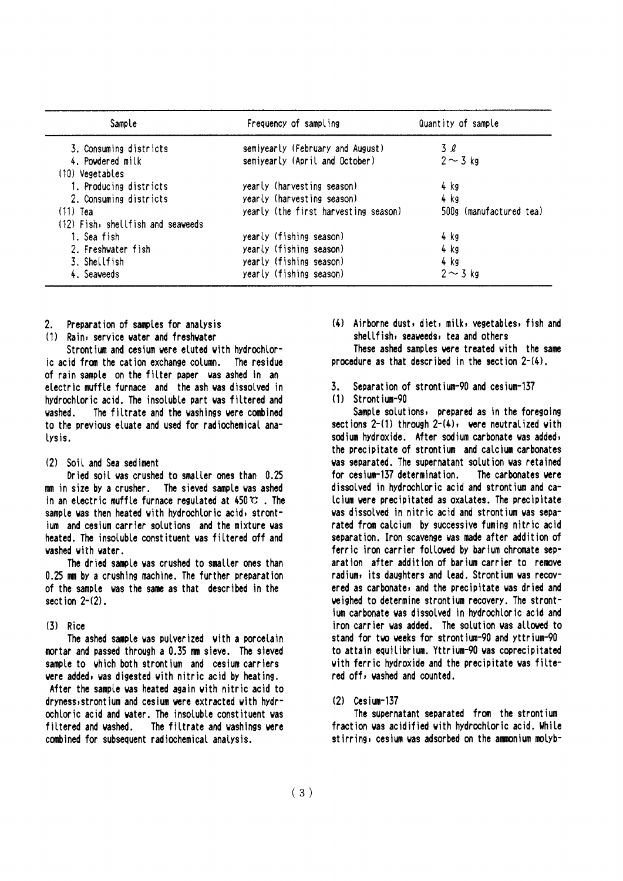| Sample | Frequency of sampling | Quantity of sample |
|---|---|---|
| 3. Consuming districts | semiyearly (February and August) | 3 ℓ |
| 4. Powdered milk | semiyearly (April and October) | 2～3 kg |
| (10) Vegetables | | |
| 1. Producing districts | yearly (harvesting season) | 4 kg |
| 2. Consuming districts | yearly (harvesting season) | 4 kg |
| (11) Tea | yearly (the first harvesting season) | 500g (manufactured tea) |
| (12) Fish, shellfish and seaweeds | | |
| 1. Sea fish | yearly (fishing season) | 4 kg |
| 2. Freshwater fish | yearly (fishing season) | 4 kg |
| 3. Shellfish | yearly (fishing season) | 4 kg |
| 4. Seaweeds | yearly (fishing season) | 2～3 kg |

## 2. Preparation of samples for analysis

### (1) Rain, service water and freshwater

Strontium and cesium were eluted with hydrochloric acid from the cation exchange column. The residue of rain sample on the filter paper was ashed in an electric muffle furnace and the ash was dissolved in hydrochloric acid. The insoluble part was filtered and washed. The filtrate and the washings were combined to the previous eluate and used for radiochemical analysis.

### (2) Soil and Sea sediment

Dried soil was crushed to smaller ones than 0.25 mm in size by a crusher. The sieved sample was ashed in an electric muffle furnace regulated at 450℃. The sample was then heated with hydrochloric acid, strontium and cesium carrier solutions and the mixture was heated. The insoluble constituent was filtered off and washed with water.

The dried sample was crushed to smaller ones than 0.25 mm by a crushing machine. The further preparation of the sample was the same as that described in the section 2-(2).

### (3) Rice

The ashed sample was pulverized with a porcelain mortar and passed through a 0.35 mm sieve. The sieved sample to which both strontium and cesium carriers were added, was digested with nitric acid by heating. After the sample was heated again with nitric acid to dryness, strontium and cesium were extracted with hydrochloric acid and water. The insoluble constituent was filtered and washed. The filtrate and washings were combined for subsequent radiochemical analysis.

### (4) Airborne dust, diet, milk, vegetables, fish and shellfish, seaweeds, tea and others

These ashed samples were treated with the same procedure as that described in the section 2-(4).

## 3. Separation of strontium-90 and cesium-137

### (1) Strontium-90

Sample solutions, prepared as in the foregoing sections 2-(1) through 2-(4), were neutralized with sodium hydroxide. After sodium carbonate was added, the precipitate of strontium and calcium carbonates was separated. The supernatant solution was retained for cesium-137 determination. The carbonates were dissolved in hydrochloric acid and strontium and calcium were precipitated as oxalates. The precipitate was dissolved in nitric acid and strontium was separated from calcium by successive fuming nitric acid separation. Iron scavenge was made after addition of ferric iron carrier followed by barium chromate separation after addition of barium carrier to remove radium, its daughters and lead. Strontium was recovered as carbonate, and the precipitate was dried and weighed to determine strontium recovery. The strontium carbonate was dissolved in hydrochloric acid and iron carrier was added. The solution was allowed to stand for two weeks for strontium-90 and yttrium-90 to attain equilibrium. Yttrium-90 was coprecipitated with ferric hydroxide and the precipitate was filtered off, washed and counted.

### (2) Cesium-137

The supernatant separated from the strontium fraction was acidified with hydrochloric acid. While stirring, cesium was adsorbed on the ammonium molyb-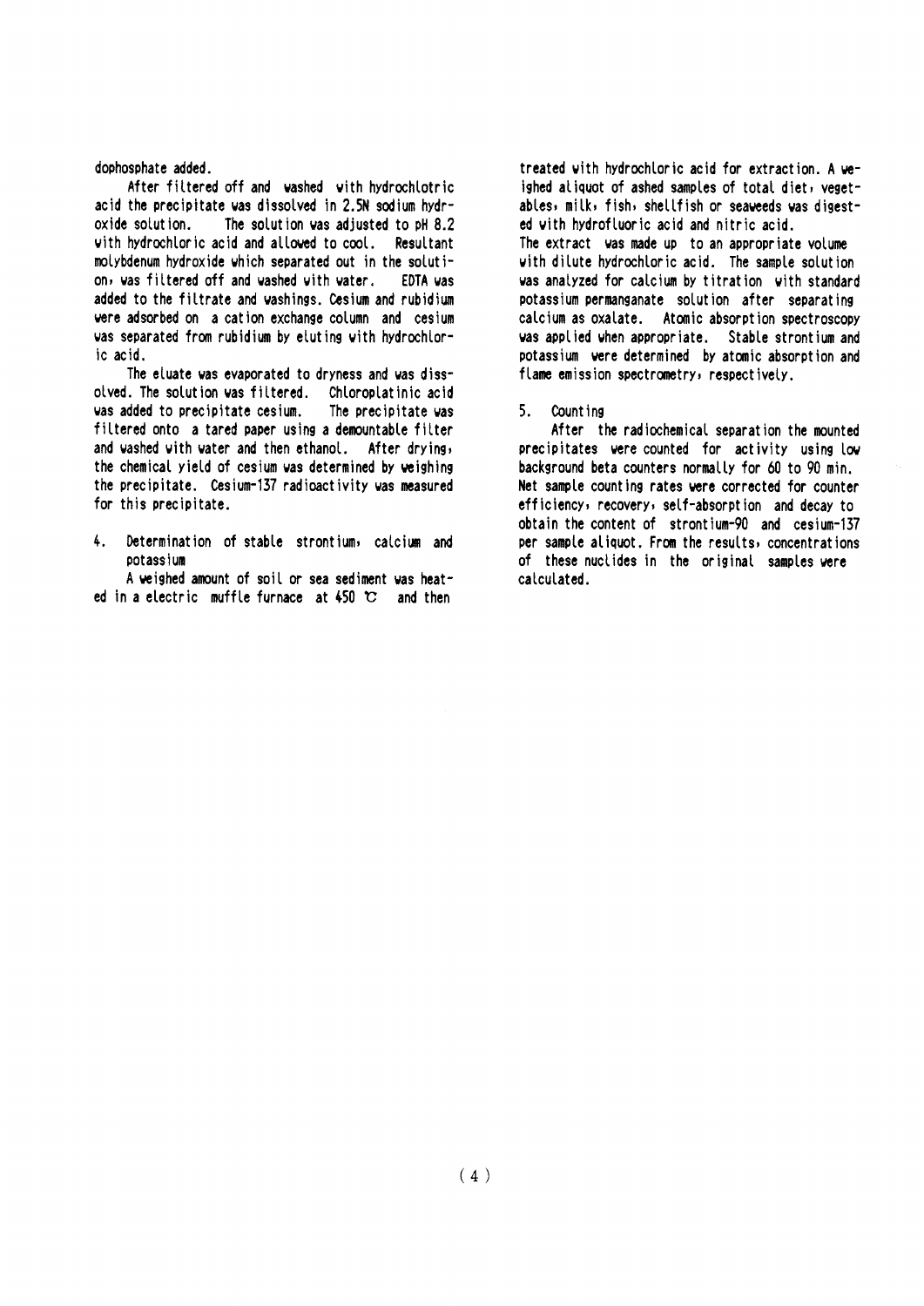dophosphate added.

After filtered off and washed with hydrochlotric acid the precipitate was dissolved in 2.5N sodium hydroxide solution. The solution was adjusted to pH 8.2 with hydrochloric acid and allowed to cool. Resultant molybdenum hydroxide which separated out in the solution, was filtered off and washed with water. EDTA was added to the filtrate and washings. Cesium and rubidium were adsorbed on a cation exchange column and cesium was separated from rubidium by eluting with hydrochloric acid.

The eluate was evaporated to dryness and was dissolved. The solution was filtered. Chloroplatinic acid was added to precipitate cesium. The precipitate was filtered onto a tared paper using a demountable filter and washed with water and then ethanol. After drying, the chemical yield of cesium was determined by weighing the precipitate. Cesium-137 radioactivity was measured for this precipitate.

4. Determination of stable strontium, calcium and potassium

A weighed amount of soil or sea sediment was heated in a electric muffle furnace at 450 ℃ and then treated with hydrochloric acid for extraction. A weighed aliquot of ashed samples of total diet, vegetables, milk, fish, shellfish or seaweeds was digested with hydrofluoric acid and nitric acid.
The extract was made up to an appropriate volume with dilute hydrochloric acid. The sample solution was analyzed for calcium by titration with standard potassium permanganate solution after separating calcium as oxalate. Atomic absorption spectroscopy was applied when appropriate. Stable strontium and potassium were determined by atomic absorption and flame emission spectrometry, respectively.

5. Counting

After the radiochemical separation the mounted precipitates were counted for activity using low background beta counters normally for 60 to 90 min. Net sample counting rates were corrected for counter efficiency, recovery, self-absorption and decay to obtain the content of strontium-90 and cesium-137 per sample aliquot. From the results, concentrations of these nuclides in the original samples were calculated.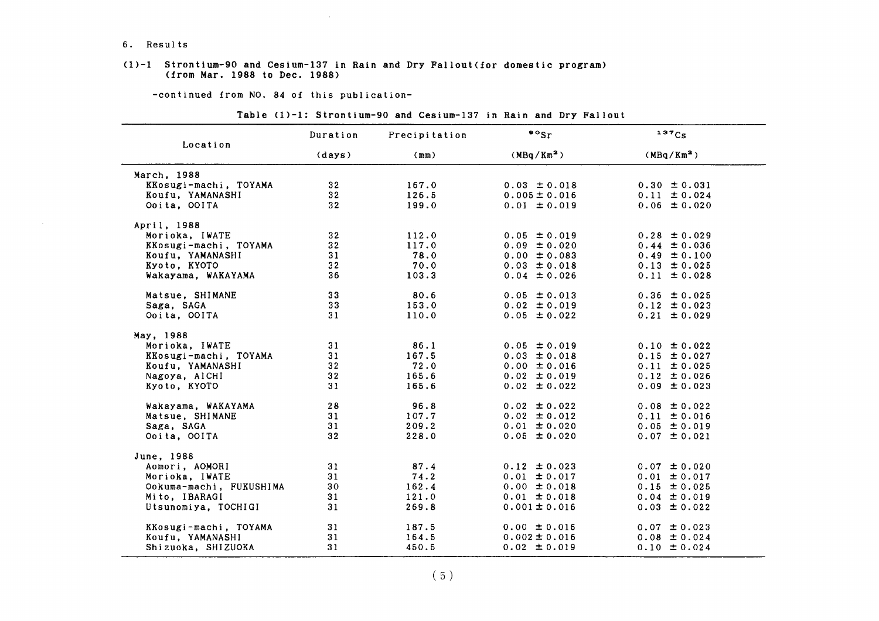6. Results

(1)-1 Strontium-90 and Cesium-137 in Rain and Dry Fallout(for domestic program) (from Mar. 1988 to Dec. 1988)

-continued from NO. 84 of this publication-

Table (1)-1: Strontium-90 and Cesium-137 in Rain and Dry Fallout

| Location | Duration (days) | Precipitation (mm) | $^{90}Sr$ ($MBq/Km^2$) | $^{137}Cs$ ($MBq/Km^2$) |
|---|---|---|---|---|
| March, 1988 | | | | |
| KKosugi-machi, TOYAMA | 32 | 167.0 | 0.03 ± 0.018 | 0.30 ± 0.031 |
| Koufu, YAMANASHI | 32 | 126.5 | 0.005 ± 0.016 | 0.11 ± 0.024 |
| Ooita, OOITA | 32 | 199.0 | 0.01 ± 0.019 | 0.06 ± 0.020 |
| April, 1988 | | | | |
| Morioka, IWATE | 32 | 112.0 | 0.05 ± 0.019 | 0.28 ± 0.029 |
| KKosugi-machi, TOYAMA | 32 | 117.0 | 0.09 ± 0.020 | 0.44 ± 0.036 |
| Koufu, YAMANASHI | 31 | 78.0 | 0.00 ± 0.083 | 0.49 ± 0.100 |
| Kyoto, KYOTO | 32 | 70.0 | 0.03 ± 0.018 | 0.13 ± 0.025 |
| Wakayama, WAKAYAMA | 36 | 103.3 | 0.04 ± 0.026 | 0.11 ± 0.028 |
| Matsue, SHIMANE | 33 | 80.6 | 0.05 ± 0.013 | 0.36 ± 0.025 |
| Saga, SAGA | 33 | 153.0 | 0.02 ± 0.019 | 0.12 ± 0.023 |
| Ooita, OOITA | 31 | 110.0 | 0.05 ± 0.022 | 0.21 ± 0.029 |
| May, 1988 | | | | |
| Morioka, IWATE | 31 | 86.1 | 0.05 ± 0.019 | 0.10 ± 0.022 |
| KKosugi-machi, TOYAMA | 31 | 167.5 | 0.03 ± 0.018 | 0.15 ± 0.027 |
| Koufu, YAMANASHI | 32 | 72.0 | 0.00 ± 0.016 | 0.11 ± 0.025 |
| Nagoya, AICHI | 32 | 165.6 | 0.02 ± 0.019 | 0.12 ± 0.026 |
| Kyoto, KYOTO | 31 | 165.6 | 0.02 ± 0.022 | 0.09 ± 0.023 |
| Wakayama, WAKAYAMA | 28 | 96.8 | 0.02 ± 0.022 | 0.08 ± 0.022 |
| Matsue, SHIMANE | 31 | 107.7 | 0.02 ± 0.012 | 0.11 ± 0.016 |
| Saga, SAGA | 31 | 209.2 | 0.01 ± 0.020 | 0.05 ± 0.019 |
| Ooita, OOITA | 32 | 228.0 | 0.05 ± 0.020 | 0.07 ± 0.021 |
| June, 1988 | | | | |
| Aomori, AOMORI | 31 | 87.4 | 0.12 ± 0.023 | 0.07 ± 0.020 |
| Morioka, IWATE | 31 | 74.2 | 0.01 ± 0.017 | 0.01 ± 0.017 |
| Ookuma-machi, FUKUSHIMA | 30 | 162.4 | 0.00 ± 0.018 | 0.15 ± 0.025 |
| Mito, IBARAGI | 31 | 121.0 | 0.01 ± 0.018 | 0.04 ± 0.019 |
| Utsunomiya, TOCHIGI | 31 | 269.8 | 0.001 ± 0.016 | 0.03 ± 0.022 |
| KKosugi-machi, TOYAMA | 31 | 187.5 | 0.00 ± 0.016 | 0.07 ± 0.023 |
| Koufu, YAMANASHI | 31 | 164.5 | 0.002 ± 0.016 | 0.08 ± 0.024 |
| Shizuoka, SHIZUOKA | 31 | 450.5 | 0.02 ± 0.019 | 0.10 ± 0.024 |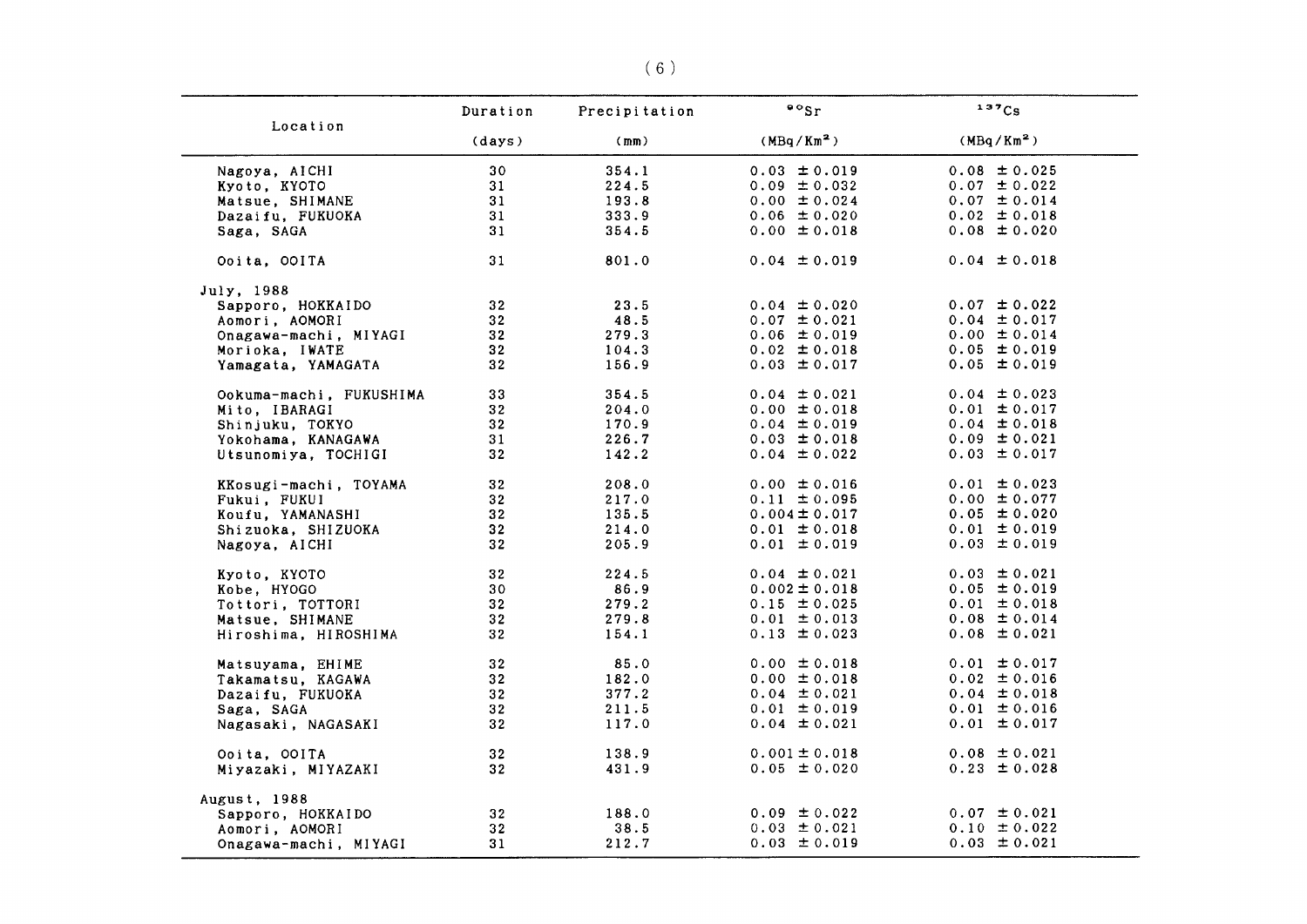| Location | Duration (days) | Precipitation (mm) | $^{90}Sr$ ($MBq/Km^2$) | $^{137}Cs$ ($MBq/Km^2$) |
|---|---|---|---|---|
| Nagoya, AICHI | 30 | 354.1 | 0.03 ±0.019 | 0.08 ±0.025 |
| Kyoto, KYOTO | 31 | 224.5 | 0.09 ±0.032 | 0.07 ±0.022 |
| Matsue, SHIMANE | 31 | 193.8 | 0.00 ±0.024 | 0.07 ±0.014 |
| Dazaifu, FUKUOKA | 31 | 333.9 | 0.06 ±0.020 | 0.02 ±0.018 |
| Saga, SAGA | 31 | 354.5 | 0.00 ±0.018 | 0.08 ±0.020 |
| Ooita, OOITA | 31 | 801.0 | 0.04 ±0.019 | 0.04 ±0.018 |
| July, 1988 | | | | |
| Sapporo, HOKKAIDO | 32 | 23.5 | 0.04 ±0.020 | 0.07 ±0.022 |
| Aomori, AOMORI | 32 | 48.5 | 0.07 ±0.021 | 0.04 ±0.017 |
| Onagawa-machi, MIYAGI | 32 | 279.3 | 0.06 ±0.019 | 0.00 ±0.014 |
| Morioka, IWATE | 32 | 104.3 | 0.02 ±0.018 | 0.05 ±0.019 |
| Yamagata, YAMAGATA | 32 | 156.9 | 0.03 ±0.017 | 0.05 ±0.019 |
| Ookuma-machi, FUKUSHIMA | 33 | 354.5 | 0.04 ±0.021 | 0.04 ±0.023 |
| Mito, IBARAGI | 32 | 204.0 | 0.00 ±0.018 | 0.01 ±0.017 |
| Shinjuku, TOKYO | 32 | 170.9 | 0.04 ±0.019 | 0.04 ±0.018 |
| Yokohama, KANAGAWA | 31 | 226.7 | 0.03 ±0.018 | 0.09 ±0.021 |
| Utsunomiya, TOCHIGI | 32 | 142.2 | 0.04 ±0.022 | 0.03 ±0.017 |
| KKosugi-machi, TOYAMA | 32 | 208.0 | 0.00 ±0.016 | 0.01 ±0.023 |
| Fukui, FUKUI | 32 | 217.0 | 0.11 ±0.095 | 0.00 ±0.077 |
| Koufu, YAMANASHI | 32 | 135.5 | 0.004±0.017 | 0.05 ±0.020 |
| Shizuoka, SHIZUOKA | 32 | 214.0 | 0.01 ±0.018 | 0.01 ±0.019 |
| Nagoya, AICHI | 32 | 205.9 | 0.01 ±0.019 | 0.03 ±0.019 |
| Kyoto, KYOTO | 32 | 224.5 | 0.04 ±0.021 | 0.03 ±0.021 |
| Kobe, HYOGO | 30 | 86.9 | 0.002±0.018 | 0.05 ±0.019 |
| Tottori, TOTTORI | 32 | 279.2 | 0.15 ±0.025 | 0.01 ±0.018 |
| Matsue, SHIMANE | 32 | 279.8 | 0.01 ±0.013 | 0.08 ±0.014 |
| Hiroshima, HIROSHIMA | 32 | 154.1 | 0.13 ±0.023 | 0.08 ±0.021 |
| Matsuyama, EHIME | 32 | 85.0 | 0.00 ±0.018 | 0.01 ±0.017 |
| Takamatsu, KAGAWA | 32 | 182.0 | 0.00 ±0.018 | 0.02 ±0.016 |
| Dazaifu, FUKUOKA | 32 | 377.2 | 0.04 ±0.021 | 0.04 ±0.018 |
| Saga, SAGA | 32 | 211.5 | 0.01 ±0.019 | 0.01 ±0.016 |
| Nagasaki, NAGASAKI | 32 | 117.0 | 0.04 ±0.021 | 0.01 ±0.017 |
| Ooita, OOITA | 32 | 138.9 | 0.001±0.018 | 0.08 ±0.021 |
| Miyazaki, MIYAZAKI | 32 | 431.9 | 0.05 ±0.020 | 0.23 ±0.028 |
| August, 1988 | | | | |
| Sapporo, HOKKAIDO | 32 | 188.0 | 0.09 ±0.022 | 0.07 ±0.021 |
| Aomori, AOMORI | 32 | 38.5 | 0.03 ±0.021 | 0.10 ±0.022 |
| Onagawa-machi, MIYAGI | 31 | 212.7 | 0.03 ±0.019 | 0.03 ±0.021 |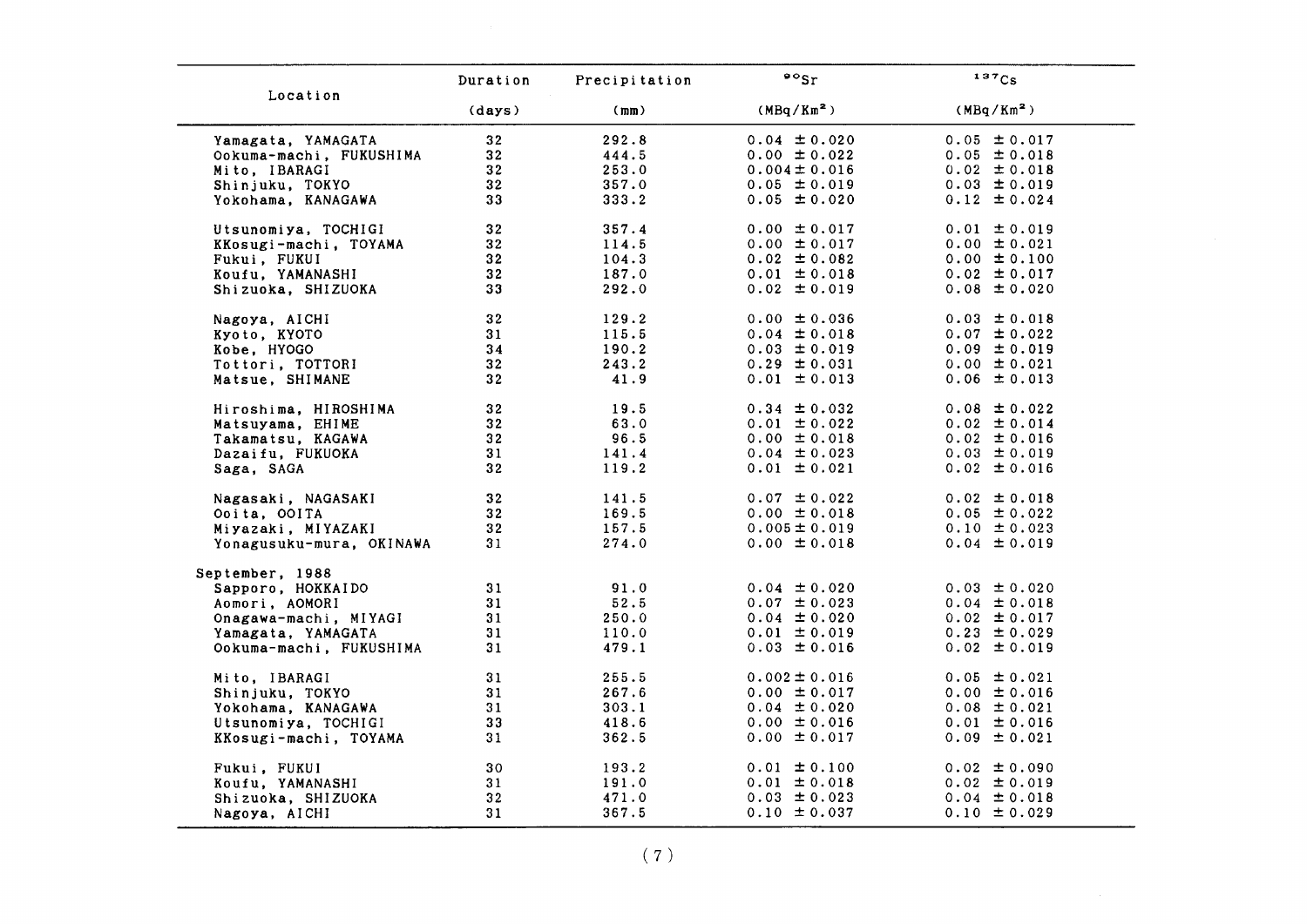| Location | Duration (days) | Precipitation (mm) | $^{90}Sr$ ($MBq/Km^2$) | $^{137}Cs$ ($MBq/Km^2$) |
|---|---|---|---|---|
| Yamagata, YAMAGATA | 32 | 292.8 | 0.04 ±0.020 | 0.05 ±0.017 |
| Ookuma-machi, FUKUSHIMA | 32 | 444.5 | 0.00 ±0.022 | 0.05 ±0.018 |
| Mito, IBARAGI | 32 | 253.0 | 0.004±0.016 | 0.02 ±0.018 |
| Shinjuku, TOKYO | 32 | 357.0 | 0.05 ±0.019 | 0.03 ±0.019 |
| Yokohama, KANAGAWA | 33 | 333.2 | 0.05 ±0.020 | 0.12 ±0.024 |
| Utsunomiya, TOCHIGI | 32 | 357.4 | 0.00 ±0.017 | 0.01 ±0.019 |
| KKosugi-machi, TOYAMA | 32 | 114.5 | 0.00 ±0.017 | 0.00 ±0.021 |
| Fukui, FUKUI | 32 | 104.3 | 0.02 ±0.082 | 0.00 ±0.100 |
| Koufu, YAMANASHI | 32 | 187.0 | 0.01 ±0.018 | 0.02 ±0.017 |
| Shizuoka, SHIZUOKA | 33 | 292.0 | 0.02 ±0.019 | 0.08 ±0.020 |
| Nagoya, AICHI | 32 | 129.2 | 0.00 ±0.036 | 0.03 ±0.018 |
| Kyoto, KYOTO | 31 | 115.5 | 0.04 ±0.018 | 0.07 ±0.022 |
| Kobe, HYOGO | 34 | 190.2 | 0.03 ±0.019 | 0.09 ±0.019 |
| Tottori, TOTTORI | 32 | 243.2 | 0.29 ±0.031 | 0.00 ±0.021 |
| Matsue, SHIMANE | 32 | 41.9 | 0.01 ±0.013 | 0.06 ±0.013 |
| Hiroshima, HIROSHIMA | 32 | 19.5 | 0.34 ±0.032 | 0.08 ±0.022 |
| Matsuyama, EHIME | 32 | 63.0 | 0.01 ±0.022 | 0.02 ±0.014 |
| Takamatsu, KAGAWA | 32 | 96.5 | 0.00 ±0.018 | 0.02 ±0.016 |
| Dazaifu, FUKUOKA | 31 | 141.4 | 0.04 ±0.023 | 0.03 ±0.019 |
| Saga, SAGA | 32 | 119.2 | 0.01 ±0.021 | 0.02 ±0.016 |
| Nagasaki, NAGASAKI | 32 | 141.5 | 0.07 ±0.022 | 0.02 ±0.018 |
| Ooita, OOITA | 32 | 169.5 | 0.00 ±0.018 | 0.05 ±0.022 |
| Miyazaki, MIYAZAKI | 32 | 157.5 | 0.005±0.019 | 0.10 ±0.023 |
| Yonagusuku-mura, OKINAWA | 31 | 274.0 | 0.00 ±0.018 | 0.04 ±0.019 |
| September, 1988 | | | | |
| Sapporo, HOKKAIDO | 31 | 91.0 | 0.04 ±0.020 | 0.03 ±0.020 |
| Aomori, AOMORI | 31 | 52.5 | 0.07 ±0.023 | 0.04 ±0.018 |
| Onagawa-machi, MIYAGI | 31 | 250.0 | 0.04 ±0.020 | 0.02 ±0.017 |
| Yamagata, YAMAGATA | 31 | 110.0 | 0.01 ±0.019 | 0.23 ±0.029 |
| Ookuma-machi, FUKUSHIMA | 31 | 479.1 | 0.03 ±0.016 | 0.02 ±0.019 |
| Mito, IBARAGI | 31 | 255.5 | 0.002±0.016 | 0.05 ±0.021 |
| Shinjuku, TOKYO | 31 | 267.6 | 0.00 ±0.017 | 0.00 ±0.016 |
| Yokohama, KANAGAWA | 31 | 303.1 | 0.04 ±0.020 | 0.08 ±0.021 |
| Utsunomiya, TOCHIGI | 33 | 418.6 | 0.00 ±0.016 | 0.01 ±0.016 |
| KKosugi-machi, TOYAMA | 31 | 362.5 | 0.00 ±0.017 | 0.09 ±0.021 |
| Fukui, FUKUI | 30 | 193.2 | 0.01 ±0.100 | 0.02 ±0.090 |
| Koufu, YAMANASHI | 31 | 191.0 | 0.01 ±0.018 | 0.02 ±0.019 |
| Shizuoka, SHIZUOKA | 32 | 471.0 | 0.03 ±0.023 | 0.04 ±0.018 |
| Nagoya, AICHI | 31 | 367.5 | 0.10 ±0.037 | 0.10 ±0.029 |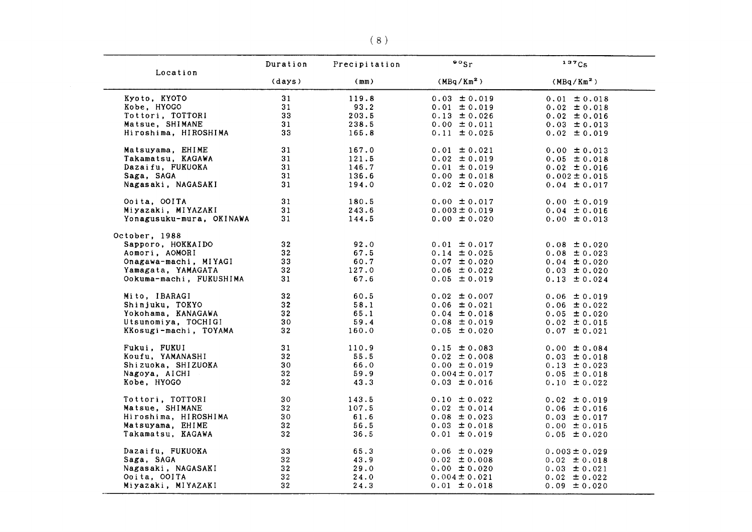| Location | Duration | Precipitation | $^{90}Sr$ | $^{137}Cs$ |
|---|---|---|---|---|
| | (days) | (mm) | ($MBq/Km^2$) | ($MBq/Km^2$) |
| Kyoto, KYOTO | 31 | 119.8 | 0.03 ±0.019 | 0.01 ±0.018 |
| Kobe, HYOGO | 31 | 93.2 | 0.01 ±0.019 | 0.02 ±0.018 |
| Tottori, TOTTORI | 33 | 203.5 | 0.13 ±0.026 | 0.02 ±0.016 |
| Matsue, SHIMANE | 31 | 238.5 | 0.00 ±0.011 | 0.03 ±0.013 |
| Hiroshima, HIROSHIMA | 33 | 165.8 | 0.11 ±0.025 | 0.02 ±0.019 |
| Matsuyama, EHIME | 31 | 167.0 | 0.01 ±0.021 | 0.00 ±0.013 |
| Takamatsu, KAGAWA | 31 | 121.5 | 0.02 ±0.019 | 0.05 ±0.018 |
| Dazaifu, FUKUOKA | 31 | 146.7 | 0.01 ±0.019 | 0.02 ±0.016 |
| Saga, SAGA | 31 | 136.6 | 0.00 ±0.018 | 0.002±0.015 |
| Nagasaki, NAGASAKI | 31 | 194.0 | 0.02 ±0.020 | 0.04 ±0.017 |
| Ooita, OOITA | 31 | 180.5 | 0.00 ±0.017 | 0.00 ±0.019 |
| Miyazaki, MIYAZAKI | 31 | 243.6 | 0.003±0.019 | 0.04 ±0.016 |
| Yonagusuku-mura, OKINAWA | 31 | 144.5 | 0.00 ±0.020 | 0.00 ±0.013 |
| October, 1988 | | | | |
| Sapporo, HOKKAIDO | 32 | 92.0 | 0.01 ±0.017 | 0.08 ±0.020 |
| Aomori, AOMORI | 32 | 67.5 | 0.14 ±0.025 | 0.08 ±0.023 |
| Onagawa-machi, MIYAGI | 33 | 60.7 | 0.07 ±0.020 | 0.04 ±0.020 |
| Yamagata, YAMAGATA | 32 | 127.0 | 0.06 ±0.022 | 0.03 ±0.020 |
| Ookuma-machi, FUKUSHIMA | 31 | 67.6 | 0.05 ±0.019 | 0.13 ±0.024 |
| Mito, IBARAGI | 32 | 60.5 | 0.02 ±0.007 | 0.06 ±0.019 |
| Shinjuku, TOKYO | 32 | 58.1 | 0.06 ±0.021 | 0.06 ±0.022 |
| Yokohama, KANAGAWA | 32 | 65.1 | 0.04 ±0.018 | 0.05 ±0.020 |
| Utsunomiya, TOCHIGI | 30 | 59.4 | 0.08 ±0.019 | 0.02 ±0.015 |
| KKosugi-machi, TOYAMA | 32 | 160.0 | 0.05 ±0.020 | 0.07 ±0.021 |
| Fukui, FUKUI | 31 | 110.9 | 0.15 ±0.083 | 0.00 ±0.084 |
| Koufu, YAMANASHI | 32 | 55.5 | 0.02 ±0.008 | 0.03 ±0.018 |
| Shizuoka, SHIZUOKA | 30 | 66.0 | 0.00 ±0.019 | 0.13 ±0.023 |
| Nagoya, AICHI | 32 | 59.9 | 0.004±0.017 | 0.05 ±0.018 |
| Kobe, HYOGO | 32 | 43.3 | 0.03 ±0.016 | 0.10 ±0.022 |
| Tottori, TOTTORI | 30 | 143.5 | 0.10 ±0.022 | 0.02 ±0.019 |
| Matsue, SHIMANE | 32 | 107.5 | 0.02 ±0.014 | 0.06 ±0.016 |
| Hiroshima, HIROSHIMA | 30 | 61.6 | 0.08 ±0.023 | 0.03 ±0.017 |
| Matsuyama, EHIME | 32 | 56.5 | 0.03 ±0.018 | 0.00 ±0.015 |
| Takamatsu, KAGAWA | 32 | 36.5 | 0.01 ±0.019 | 0.05 ±0.020 |
| Dazaifu, FUKUOKA | 33 | 65.3 | 0.06 ±0.029 | 0.003±0.029 |
| Saga, SAGA | 32 | 43.9 | 0.02 ±0.008 | 0.02 ±0.018 |
| Nagasaki, NAGASAKI | 32 | 29.0 | 0.00 ±0.020 | 0.03 ±0.021 |
| Ooita, OOITA | 32 | 24.0 | 0.004±0.021 | 0.02 ±0.022 |
| Miyazaki, MIYAZAKI | 32 | 24.3 | 0.01 ±0.018 | 0.09 ±0.020 |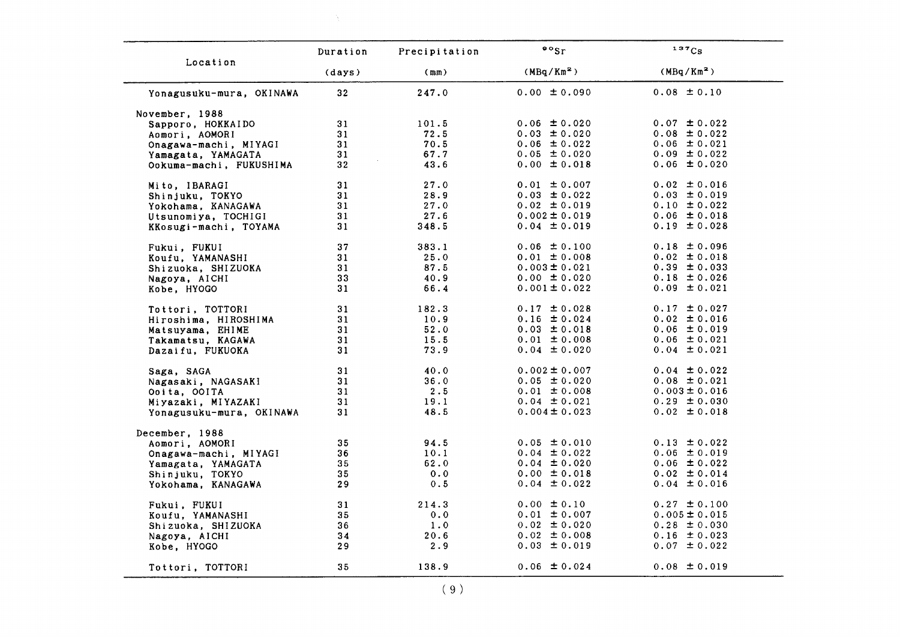| Location | Duration (days) | Precipitation (mm) | $^{90}Sr$ (MBq/Km$^2$) | $^{137}Cs$ (MBq/Km$^2$) |
|---|---|---|---|---|
| Yonagusuku-mura, OKINAWA | 32 | 247.0 | 0.00 ± 0.090 | 0.08 ± 0.10 |
| November, 1988 | | | | |
| Sapporo, HOKKAIDO | 31 | 101.5 | 0.06 ± 0.020 | 0.07 ± 0.022 |
| Aomori, AOMORI | 31 | 72.5 | 0.03 ± 0.020 | 0.08 ± 0.022 |
| Onagawa-machi, MIYAGI | 31 | 70.5 | 0.06 ± 0.022 | 0.06 ± 0.021 |
| Yamagata, YAMAGATA | 31 | 67.7 | 0.05 ± 0.020 | 0.09 ± 0.022 |
| Ookuma-machi, FUKUSHIMA | 32 | 43.6 | 0.00 ± 0.018 | 0.06 ± 0.020 |
| Mito, IBARAGI | 31 | 27.0 | 0.01 ± 0.007 | 0.02 ± 0.016 |
| Shinjuku, TOKYO | 31 | 28.9 | 0.03 ± 0.022 | 0.03 ± 0.019 |
| Yokohama, KANAGAWA | 31 | 27.0 | 0.02 ± 0.019 | 0.10 ± 0.022 |
| Utsunomiya, TOCHIGI | 31 | 27.6 | 0.002 ± 0.019 | 0.06 ± 0.018 |
| KKosugi-machi, TOYAMA | 31 | 348.5 | 0.04 ± 0.019 | 0.19 ± 0.028 |
| Fukui, FUKUI | 37 | 383.1 | 0.06 ± 0.100 | 0.18 ± 0.096 |
| Koufu, YAMANASHI | 31 | 25.0 | 0.01 ± 0.008 | 0.02 ± 0.018 |
| Shizuoka, SHIZUOKA | 31 | 87.5 | 0.003 ± 0.021 | 0.39 ± 0.033 |
| Nagoya, AICHI | 33 | 40.9 | 0.00 ± 0.020 | 0.18 ± 0.026 |
| Kobe, HYOGO | 31 | 66.4 | 0.001 ± 0.022 | 0.09 ± 0.021 |
| Tottori, TOTTORI | 31 | 182.3 | 0.17 ± 0.028 | 0.17 ± 0.027 |
| Hiroshima, HIROSHIMA | 31 | 10.9 | 0.16 ± 0.024 | 0.02 ± 0.016 |
| Matsuyama, EHIME | 31 | 52.0 | 0.03 ± 0.018 | 0.06 ± 0.019 |
| Takamatsu, KAGAWA | 31 | 15.5 | 0.01 ± 0.008 | 0.06 ± 0.021 |
| Dazaifu, FUKUOKA | 31 | 73.9 | 0.04 ± 0.020 | 0.04 ± 0.021 |
| Saga, SAGA | 31 | 40.0 | 0.002 ± 0.007 | 0.04 ± 0.022 |
| Nagasaki, NAGASAKI | 31 | 36.0 | 0.05 ± 0.020 | 0.08 ± 0.021 |
| Ooita, OOITA | 31 | 2.5 | 0.01 ± 0.008 | 0.003 ± 0.016 |
| Miyazaki, MIYAZAKI | 31 | 19.1 | 0.04 ± 0.021 | 0.29 ± 0.030 |
| Yonagusuku-mura, OKINAWA | 31 | 48.5 | 0.004 ± 0.023 | 0.02 ± 0.018 |
| December, 1988 | | | | |
| Aomori, AOMORI | 35 | 94.5 | 0.05 ± 0.010 | 0.13 ± 0.022 |
| Onagawa-machi, MIYAGI | 36 | 10.1 | 0.04 ± 0.022 | 0.06 ± 0.019 |
| Yamagata, YAMAGATA | 35 | 62.0 | 0.04 ± 0.020 | 0.06 ± 0.022 |
| Shinjuku, TOKYO | 35 | 0.0 | 0.00 ± 0.018 | 0.02 ± 0.014 |
| Yokohama, KANAGAWA | 29 | 0.5 | 0.04 ± 0.022 | 0.04 ± 0.016 |
| Fukui, FUKUI | 31 | 214.3 | 0.00 ± 0.10 | 0.27 ± 0.100 |
| Koufu, YAMANASHI | 35 | 0.0 | 0.01 ± 0.007 | 0.005 ± 0.015 |
| Shizuoka, SHIZUOKA | 36 | 1.0 | 0.02 ± 0.020 | 0.28 ± 0.030 |
| Nagoya, AICHI | 34 | 20.6 | 0.02 ± 0.008 | 0.16 ± 0.023 |
| Kobe, HYOGO | 29 | 2.9 | 0.03 ± 0.019 | 0.07 ± 0.022 |
| Tottori, TOTTORI | 35 | 138.9 | 0.06 ± 0.024 | 0.08 ± 0.019 |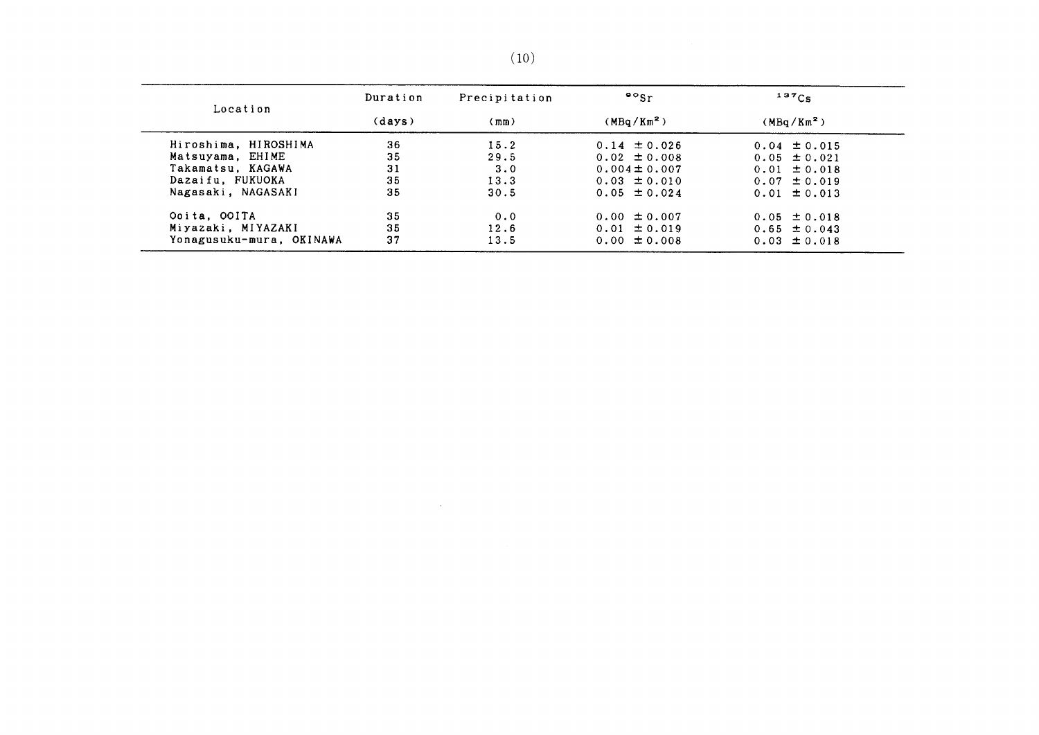| Location | Duration (days) | Precipitation (mm) | $^{90}Sr$ ($MBq/Km^2$) | $^{137}Cs$ ($MBq/Km^2$) |
|---|---|---|---|---|
| Hiroshima, HIROSHIMA | 36 | 15.2 | 0.14 ±0.026 | 0.04 ±0.015 |
| Matsuyama, EHIME | 35 | 29.5 | 0.02 ±0.008 | 0.05 ±0.021 |
| Takamatsu, KAGAWA | 31 | 3.0 | 0.004±0.007 | 0.01 ±0.018 |
| Dazaifu, FUKUOKA | 35 | 13.3 | 0.03 ±0.010 | 0.07 ±0.019 |
| Nagasaki, NAGASAKI | 35 | 30.5 | 0.05 ±0.024 | 0.01 ±0.013 |
| Ooita, OOITA | 35 | 0.0 | 0.00 ±0.007 | 0.05 ±0.018 |
| Miyazaki, MIYAZAKI | 35 | 12.6 | 0.01 ±0.019 | 0.65 ±0.043 |
| Yonagusuku-mura, OKINAWA | 37 | 13.5 | 0.00 ±0.008 | 0.03 ±0.018 |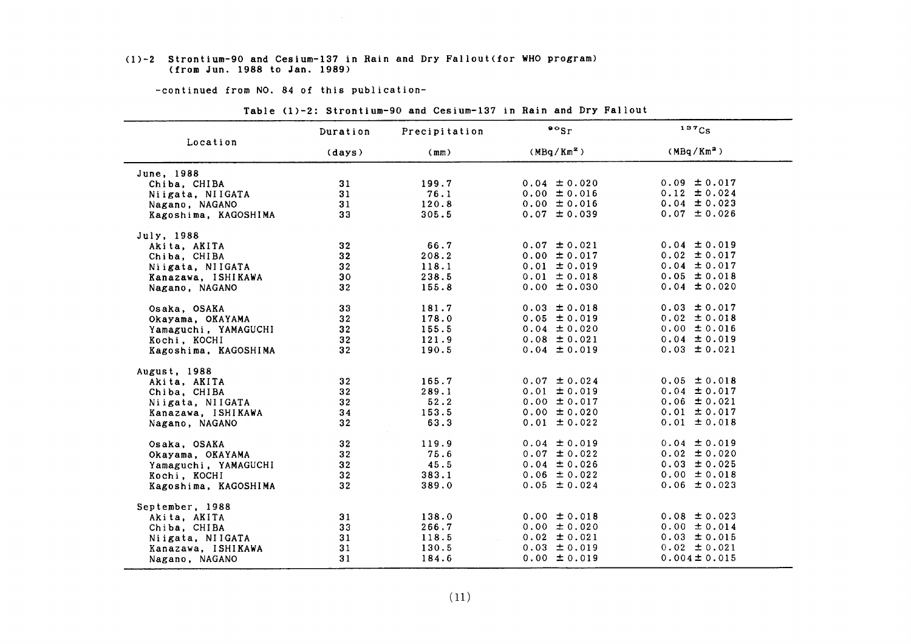(1)-2 Strontium-90 and Cesium-137 in Rain and Dry Fallout(for WHO program) (from Jun. 1988 to Jan. 1989)

-continued from NO. 84 of this publication-

Table (1)-2: Strontium-90 and Cesium-137 in Rain and Dry Fallout

| Location | Duration (days) | Precipitation (mm) | $^{90}Sr$ ($MBq/Km^2$) | $^{137}Cs$ ($MBq/Km^2$) |
|---|---|---|---|---|
| June, 1988 | | | | |
| Chiba, CHIBA | 31 | 199.7 | 0.04 ±0.020 | 0.09 ±0.017 |
| Niigata, NIIGATA | 31 | 76.1 | 0.00 ±0.016 | 0.12 ±0.024 |
| Nagano, NAGANO | 31 | 120.8 | 0.00 ±0.016 | 0.04 ±0.023 |
| Kagoshima, KAGOSHIMA | 33 | 305.5 | 0.07 ±0.039 | 0.07 ±0.026 |
| July, 1988 | | | | |
| Akita, AKITA | 32 | 66.7 | 0.07 ±0.021 | 0.04 ±0.019 |
| Chiba, CHIBA | 32 | 208.2 | 0.00 ±0.017 | 0.02 ±0.017 |
| Niigata, NIIGATA | 32 | 118.1 | 0.01 ±0.019 | 0.04 ±0.017 |
| Kanazawa, ISHIKAWA | 30 | 238.5 | 0.01 ±0.018 | 0.05 ±0.018 |
| Nagano, NAGANO | 32 | 155.8 | 0.00 ±0.030 | 0.04 ±0.020 |
| Osaka, OSAKA | 33 | 181.7 | 0.03 ±0.018 | 0.03 ±0.017 |
| Okayama, OKAYAMA | 32 | 178.0 | 0.05 ±0.019 | 0.02 ±0.018 |
| Yamaguchi, YAMAGUCHI | 32 | 155.5 | 0.04 ±0.020 | 0.00 ±0.016 |
| Kochi, KOCHI | 32 | 121.9 | 0.08 ±0.021 | 0.04 ±0.019 |
| Kagoshima, KAGOSHIMA | 32 | 190.5 | 0.04 ±0.019 | 0.03 ±0.021 |
| August, 1988 | | | | |
| Akita, AKITA | 32 | 165.7 | 0.07 ±0.024 | 0.05 ±0.018 |
| Chiba, CHIBA | 32 | 289.1 | 0.01 ±0.019 | 0.04 ±0.017 |
| Niigata, NIIGATA | 32 | 52.2 | 0.00 ±0.017 | 0.06 ±0.021 |
| Kanazawa, ISHIKAWA | 34 | 153.5 | 0.00 ±0.020 | 0.01 ±0.017 |
| Nagano, NAGANO | 32 | 63.3 | 0.01 ±0.022 | 0.01 ±0.018 |
| Osaka, OSAKA | 32 | 119.9 | 0.04 ±0.019 | 0.04 ±0.019 |
| Okayama, OKAYAMA | 32 | 75.6 | 0.07 ±0.022 | 0.02 ±0.020 |
| Yamaguchi, YAMAGUCHI | 32 | 45.5 | 0.04 ±0.026 | 0.03 ±0.025 |
| Kochi, KOCHI | 32 | 383.1 | 0.06 ±0.022 | 0.00 ±0.018 |
| Kagoshima, KAGOSHIMA | 32 | 389.0 | 0.05 ±0.024 | 0.06 ±0.023 |
| September, 1988 | | | | |
| Akita, AKITA | 31 | 138.0 | 0.00 ±0.018 | 0.08 ±0.023 |
| Chiba, CHIBA | 33 | 266.7 | 0.00 ±0.020 | 0.00 ±0.014 |
| Niigata, NIIGATA | 31 | 118.5 | 0.02 ±0.021 | 0.03 ±0.015 |
| Kanazawa, ISHIKAWA | 31 | 130.5 | 0.03 ±0.019 | 0.02 ±0.021 |
| Nagano, NAGANO | 31 | 184.6 | 0.00 ±0.019 | 0.004±0.015 |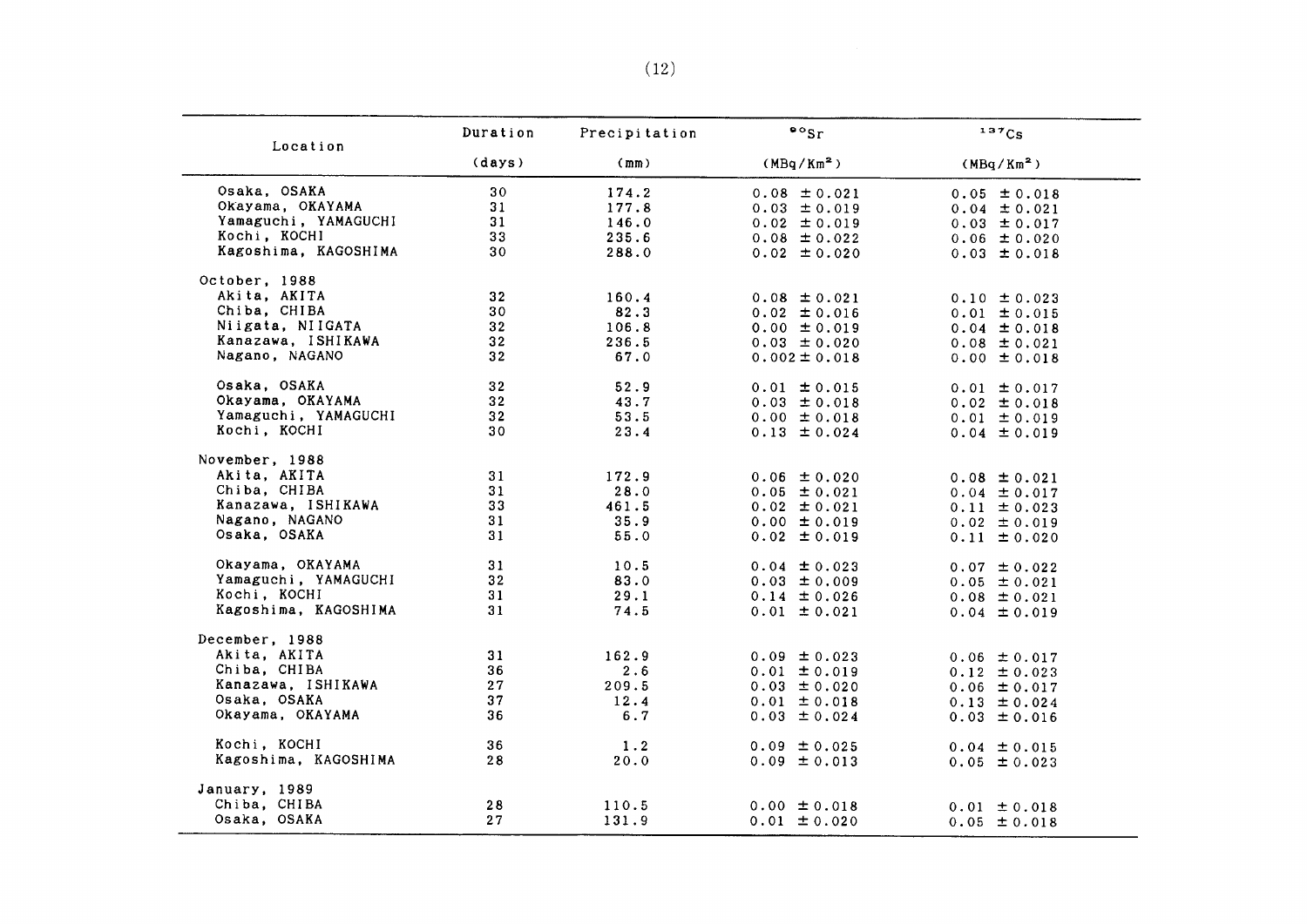| Location | Duration | Precipitation | $^{90}Sr$ | $^{137}Cs$ |
|---|---|---|---|---|
| | (days) | (mm) | ($MBq/Km^2$) | ($MBq/Km^2$) |
| Osaka, OSAKA | 30 | 174.2 | 0.08 ± 0.021 | 0.05 ± 0.018 |
| Okayama, OKAYAMA | 31 | 177.8 | 0.03 ± 0.019 | 0.04 ± 0.021 |
| Yamaguchi, YAMAGUCHI | 31 | 146.0 | 0.02 ± 0.019 | 0.03 ± 0.017 |
| Kochi, KOCHI | 33 | 235.6 | 0.08 ± 0.022 | 0.06 ± 0.020 |
| Kagoshima, KAGOSHIMA | 30 | 288.0 | 0.02 ± 0.020 | 0.03 ± 0.018 |
| October, 1988 | | | | |
| Akita, AKITA | 32 | 160.4 | 0.08 ± 0.021 | 0.10 ± 0.023 |
| Chiba, CHIBA | 30 | 82.3 | 0.02 ± 0.016 | 0.01 ± 0.015 |
| Niigata, NIIGATA | 32 | 106.8 | 0.00 ± 0.019 | 0.04 ± 0.018 |
| Kanazawa, ISHIKAWA | 32 | 236.5 | 0.03 ± 0.020 | 0.08 ± 0.021 |
| Nagano, NAGANO | 32 | 67.0 | 0.002 ± 0.018 | 0.00 ± 0.018 |
| Osaka, OSAKA | 32 | 52.9 | 0.01 ± 0.015 | 0.01 ± 0.017 |
| Okayama, OKAYAMA | 32 | 43.7 | 0.03 ± 0.018 | 0.02 ± 0.018 |
| Yamaguchi, YAMAGUCHI | 32 | 53.5 | 0.00 ± 0.018 | 0.01 ± 0.019 |
| Kochi, KOCHI | 30 | 23.4 | 0.13 ± 0.024 | 0.04 ± 0.019 |
| November, 1988 | | | | |
| Akita, AKITA | 31 | 172.9 | 0.06 ± 0.020 | 0.08 ± 0.021 |
| Chiba, CHIBA | 31 | 28.0 | 0.05 ± 0.021 | 0.04 ± 0.017 |
| Kanazawa, ISHIKAWA | 33 | 461.5 | 0.02 ± 0.021 | 0.11 ± 0.023 |
| Nagano, NAGANO | 31 | 35.9 | 0.00 ± 0.019 | 0.02 ± 0.019 |
| Osaka, OSAKA | 31 | 55.0 | 0.02 ± 0.019 | 0.11 ± 0.020 |
| Okayama, OKAYAMA | 31 | 10.5 | 0.04 ± 0.023 | 0.07 ± 0.022 |
| Yamaguchi, YAMAGUCHI | 32 | 83.0 | 0.03 ± 0.009 | 0.05 ± 0.021 |
| Kochi, KOCHI | 31 | 29.1 | 0.14 ± 0.026 | 0.08 ± 0.021 |
| Kagoshima, KAGOSHIMA | 31 | 74.5 | 0.01 ± 0.021 | 0.04 ± 0.019 |
| December, 1988 | | | | |
| Akita, AKITA | 31 | 162.9 | 0.09 ± 0.023 | 0.06 ± 0.017 |
| Chiba, CHIBA | 36 | 2.6 | 0.01 ± 0.019 | 0.12 ± 0.023 |
| Kanazawa, ISHIKAWA | 27 | 209.5 | 0.03 ± 0.020 | 0.06 ± 0.017 |
| Osaka, OSAKA | 37 | 12.4 | 0.01 ± 0.018 | 0.13 ± 0.024 |
| Okayama, OKAYAMA | 36 | 6.7 | 0.03 ± 0.024 | 0.03 ± 0.016 |
| Kochi, KOCHI | 36 | 1.2 | 0.09 ± 0.025 | 0.04 ± 0.015 |
| Kagoshima, KAGOSHIMA | 28 | 20.0 | 0.09 ± 0.013 | 0.05 ± 0.023 |
| January, 1989 | | | | |
| Chiba, CHIBA | 28 | 110.5 | 0.00 ± 0.018 | 0.01 ± 0.018 |
| Osaka, OSAKA | 27 | 131.9 | 0.01 ± 0.020 | 0.05 ± 0.018 |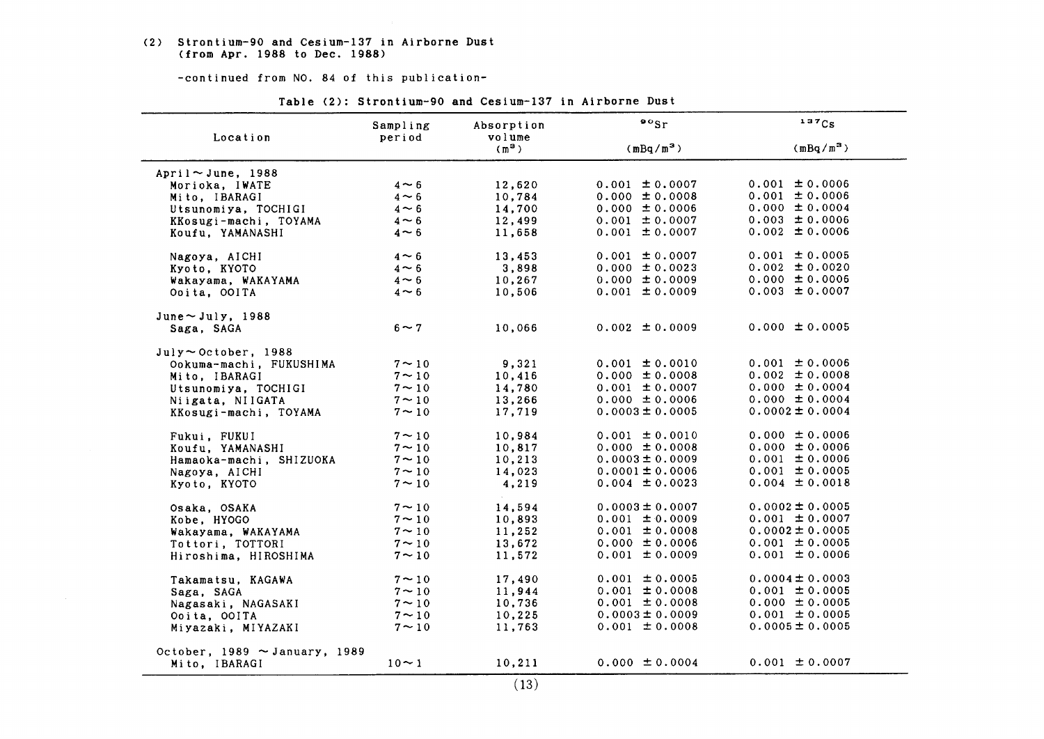(2) Strontium-90 and Cesium-137 in Airborne Dust
(from Apr. 1988 to Dec. 1988)

-continued from NO. 84 of this publication-

Table (2): Strontium-90 and Cesium-137 in Airborne Dust

| Location | Sampling period | Absorption volume ($m^3$) | $^{90}Sr$ ($mBq/m^3$) | $^{137}Cs$ ($mBq/m^3$) |
|---|---|---|---|---|
| April～June, 1988 | | | | |
| Morioka, IWATE | 4～6 | 12,620 | 0.001 ± 0.0007 | 0.001 ± 0.0006 |
| Mito, IBARAGI | 4～6 | 10,784 | 0.000 ± 0.0008 | 0.001 ± 0.0006 |
| Utsunomiya, TOCHIGI | 4～6 | 14,700 | 0.000 ± 0.0006 | 0.000 ± 0.0004 |
| KKosugi-machi, TOYAMA | 4～6 | 12,499 | 0.001 ± 0.0007 | 0.003 ± 0.0006 |
| Koufu, YAMANASHI | 4～6 | 11,658 | 0.001 ± 0.0007 | 0.002 ± 0.0006 |
| Nagoya, AICHI | 4～6 | 13,453 | 0.001 ± 0.0007 | 0.001 ± 0.0005 |
| Kyoto, KYOTO | 4～6 | 3,898 | 0.000 ± 0.0023 | 0.002 ± 0.0020 |
| Wakayama, WAKAYAMA | 4～6 | 10,267 | 0.000 ± 0.0009 | 0.000 ± 0.0006 |
| Ooita, OOITA | 4～6 | 10,506 | 0.001 ± 0.0009 | 0.003 ± 0.0007 |
| June～July, 1988 | | | | |
| Saga, SAGA | 6～7 | 10,066 | 0.002 ± 0.0009 | 0.000 ± 0.0005 |
| July～October, 1988 | | | | |
| Ookuma-machi, FUKUSHIMA | 7～10 | 9,321 | 0.001 ± 0.0010 | 0.001 ± 0.0006 |
| Mito, IBARAGI | 7～10 | 10,416 | 0.000 ± 0.0008 | 0.002 ± 0.0008 |
| Utsunomiya, TOCHIGI | 7～10 | 14,780 | 0.001 ± 0.0007 | 0.000 ± 0.0004 |
| Niigata, NIIGATA | 7～10 | 13,266 | 0.000 ± 0.0006 | 0.000 ± 0.0004 |
| KKosugi-machi, TOYAMA | 7～10 | 17,719 | 0.0003 ± 0.0005 | 0.0002 ± 0.0004 |
| Fukui, FUKUI | 7～10 | 10,984 | 0.001 ± 0.0010 | 0.000 ± 0.0006 |
| Koufu, YAMANASHI | 7～10 | 10,817 | 0.000 ± 0.0008 | 0.000 ± 0.0006 |
| Hamaoka-machi, SHIZUOKA | 7～10 | 10,213 | 0.0003 ± 0.0009 | 0.001 ± 0.0006 |
| Nagoya, AICHI | 7～10 | 14,023 | 0.0001 ± 0.0006 | 0.001 ± 0.0005 |
| Kyoto, KYOTO | 7～10 | 4,219 | 0.004 ± 0.0023 | 0.004 ± 0.0018 |
| Osaka, OSAKA | 7～10 | 14,594 | 0.0003 ± 0.0007 | 0.0002 ± 0.0005 |
| Kobe, HYOGO | 7～10 | 10,893 | 0.001 ± 0.0009 | 0.001 ± 0.0007 |
| Wakayama, WAKAYAMA | 7～10 | 11,252 | 0.001 ± 0.0008 | 0.0002 ± 0.0005 |
| Tottori, TOTTORI | 7～10 | 13,672 | 0.000 ± 0.0006 | 0.001 ± 0.0005 |
| Hiroshima, HIROSHIMA | 7～10 | 11,572 | 0.001 ± 0.0009 | 0.001 ± 0.0006 |
| Takamatsu, KAGAWA | 7～10 | 17,490 | 0.001 ± 0.0005 | 0.0004 ± 0.0003 |
| Saga, SAGA | 7～10 | 11,944 | 0.001 ± 0.0008 | 0.001 ± 0.0005 |
| Nagasaki, NAGASAKI | 7～10 | 10,736 | 0.001 ± 0.0008 | 0.000 ± 0.0005 |
| Ooita, OOITA | 7～10 | 10,225 | 0.0003 ± 0.0009 | 0.001 ± 0.0005 |
| Miyazaki, MIYAZAKI | 7～10 | 11,763 | 0.001 ± 0.0008 | 0.0005 ± 0.0005 |
| October, 1989 ～January, 1989 | | | | |
| Mito, IBARAGI | 10～1 | 10,211 | 0.000 ± 0.0004 | 0.001 ± 0.0007 |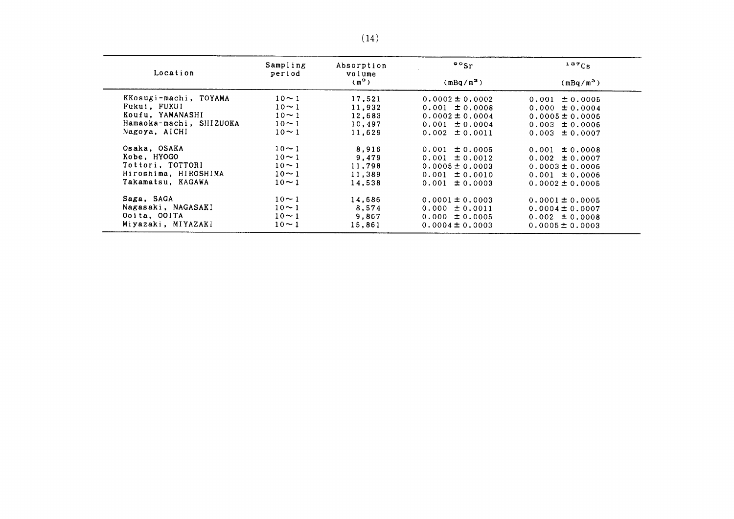| Location | Sampling period | Absorption volume ($m^3$) | $^{90}Sr$ ($mBq/m^3$) | $^{137}Cs$ ($mBq/m^3$) |
|---|---|---|---|---|
| KKosugi-machi, TOYAMA | 10～1 | 17,521 | 0.0002 ± 0.0002 | 0.001 ± 0.0005 |
| Fukui, FUKUI | 10～1 | 11,932 | 0.001 ± 0.0008 | 0.000 ± 0.0004 |
| Koufu, YAMANASHI | 10～1 | 12,683 | 0.0002 ± 0.0004 | 0.0005 ± 0.0006 |
| Hamaoka-machi, SHIZUOKA | 10～1 | 10,497 | 0.001 ± 0.0004 | 0.003 ± 0.0006 |
| Nagoya, AICHI | 10～1 | 11,629 | 0.002 ± 0.0011 | 0.003 ± 0.0007 |
| Osaka, OSAKA | 10～1 | 8,916 | 0.001 ± 0.0005 | 0.001 ± 0.0008 |
| Kobe, HYOGO | 10～1 | 9,479 | 0.001 ± 0.0012 | 0.002 ± 0.0007 |
| Tottori, TOTTORI | 10～1 | 11,798 | 0.0005 ± 0.0003 | 0.0003 ± 0.0006 |
| Hiroshima, HIROSHIMA | 10～1 | 11,389 | 0.001 ± 0.0010 | 0.001 ± 0.0006 |
| Takamatsu, KAGAWA | 10～1 | 14,538 | 0.001 ± 0.0003 | 0.0002 ± 0.0005 |
| Saga, SAGA | 10～1 | 14,686 | 0.0001 ± 0.0003 | 0.0001 ± 0.0005 |
| Nagasaki, NAGASAKI | 10～1 | 8,574 | 0.000 ± 0.0011 | 0.0004 ± 0.0007 |
| Ooita, OOITA | 10～1 | 9,867 | 0.000 ± 0.0005 | 0.002 ± 0.0008 |
| Miyazaki, MIYAZAKI | 10～1 | 15,861 | 0.0004 ± 0.0003 | 0.0005 ± 0.0003 |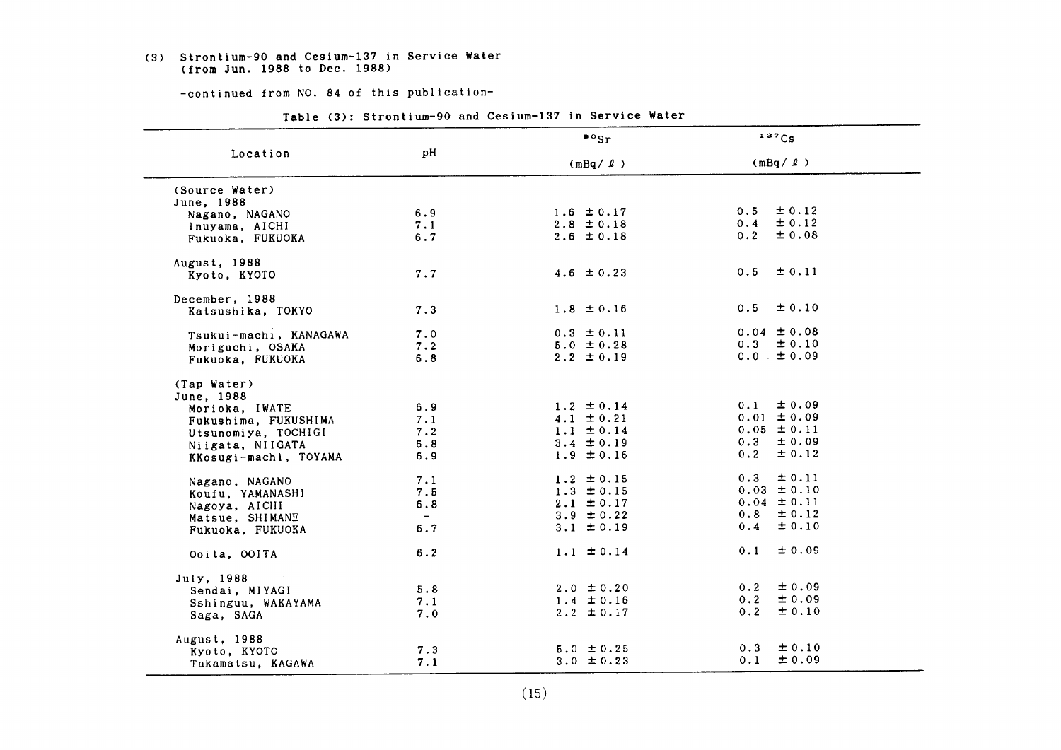### (3) Strontium-90 and Cesium-137 in Service Water (from Jun. 1988 to Dec. 1988)

-continued from NO. 84 of this publication-

Table (3): Strontium-90 and Cesium-137 in Service Water

| Location | pH | $^{90}Sr$ (mBq/ℓ) | $^{137}Cs$ (mBq/ℓ) |
|---|---|---|---|
| (Source Water) | | | |
| June, 1988 | | | |
| Nagano, NAGANO | 6.9 | 1.6 ±0.17 | 0.5 ±0.12 |
| Inuyama, AICHI | 7.1 | 2.8 ±0.18 | 0.4 ±0.12 |
| Fukuoka, FUKUOKA | 6.7 | 2.6 ±0.18 | 0.2 ±0.08 |
| August, 1988 | | | |
| Kyoto, KYOTO | 7.7 | 4.6 ±0.23 | 0.5 ±0.11 |
| December, 1988 | | | |
| Katsushika, TOKYO | 7.3 | 1.8 ±0.16 | 0.5 ±0.10 |
| Tsukui-machi, KANAGAWA | 7.0 | 0.3 ±0.11 | 0.04 ±0.08 |
| Moriguchi, OSAKA | 7.2 | 5.0 ±0.28 | 0.3 ±0.10 |
| Fukuoka, FUKUOKA | 6.8 | 2.2 ±0.19 | 0.0 ±0.09 |
| (Tap Water) | | | |
| June, 1988 | | | |
| Morioka, IWATE | 6.9 | 1.2 ±0.14 | 0.1 ±0.09 |
| Fukushima, FUKUSHIMA | 7.1 | 4.1 ±0.21 | 0.01 ±0.09 |
| Utsunomiya, TOCHIGI | 7.2 | 1.1 ±0.14 | 0.05 ±0.11 |
| Niigata, NIIGATA | 6.8 | 3.4 ±0.19 | 0.3 ±0.09 |
| KKosugi-machi, TOYAMA | 6.9 | 1.9 ±0.16 | 0.2 ±0.12 |
| Nagano, NAGANO | 7.1 | 1.2 ±0.15 | 0.3 ±0.11 |
| Koufu, YAMANASHI | 7.5 | 1.3 ±0.15 | 0.03 ±0.10 |
| Nagoya, AICHI | 6.8 | 2.1 ±0.17 | 0.04 ±0.11 |
| Matsue, SHIMANE | - | 3.9 ±0.22 | 0.8 ±0.12 |
| Fukuoka, FUKUOKA | 6.7 | 3.1 ±0.19 | 0.4 ±0.10 |
| Ooita, OOITA | 6.2 | 1.1 ±0.14 | 0.1 ±0.09 |
| July, 1988 | | | |
| Sendai, MIYAGI | 5.8 | 2.0 ±0.20 | 0.2 ±0.09 |
| Sshinguu, WAKAYAMA | 7.1 | 1.4 ±0.16 | 0.2 ±0.09 |
| Saga, SAGA | 7.0 | 2.2 ±0.17 | 0.2 ±0.10 |
| August, 1988 | | | |
| Kyoto, KYOTO | 7.3 | 5.0 ±0.25 | 0.3 ±0.10 |
| Takamatsu, KAGAWA | 7.1 | 3.0 ±0.23 | 0.1 ±0.09 |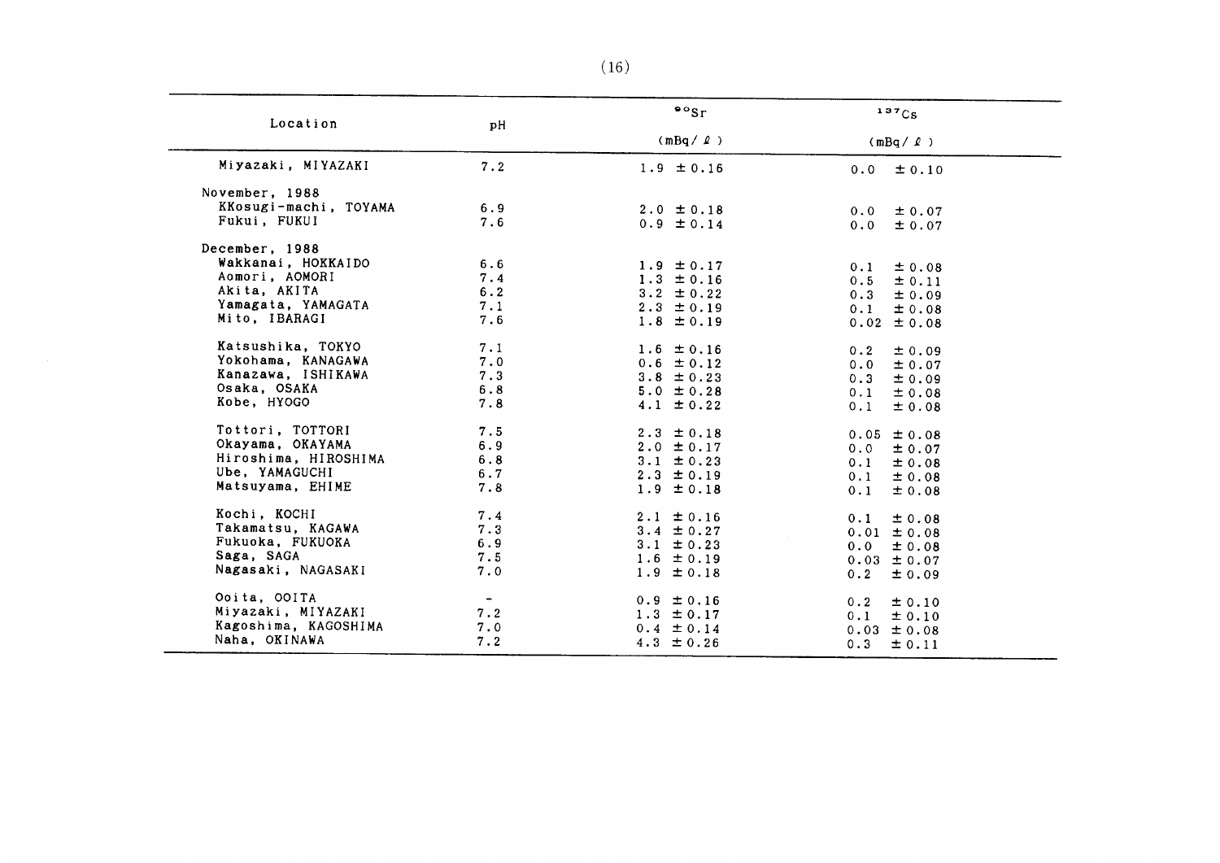| Location | pH | $^{90}Sr$ (mBq/ℓ) | $^{137}Cs$ (mBq/ℓ) |
|---|---|---|---|
| Miyazaki, MIYAZAKI | 7.2 | 1.9 ±0.16 | 0.0 ±0.10 |
| November, 1988 | | | |
| KKosugi-machi, TOYAMA | 6.9 | 2.0 ±0.18 | 0.0 ±0.07 |
| Fukui, FUKUI | 7.6 | 0.9 ±0.14 | 0.0 ±0.07 |
| December, 1988 | | | |
| Wakkanai, HOKKAIDO | 6.6 | 1.9 ±0.17 | 0.1 ±0.08 |
| Aomori, AOMORI | 7.4 | 1.3 ±0.16 | 0.5 ±0.11 |
| Akita, AKITA | 6.2 | 3.2 ±0.22 | 0.3 ±0.09 |
| Yamagata, YAMAGATA | 7.1 | 2.3 ±0.19 | 0.1 ±0.08 |
| Mito, IBARAGI | 7.6 | 1.8 ±0.19 | 0.02 ±0.08 |
| Katsushika, TOKYO | 7.1 | 1.6 ±0.16 | 0.2 ±0.09 |
| Yokohama, KANAGAWA | 7.0 | 0.6 ±0.12 | 0.0 ±0.07 |
| Kanazawa, ISHIKAWA | 7.3 | 3.8 ±0.23 | 0.3 ±0.09 |
| Osaka, OSAKA | 6.8 | 5.0 ±0.28 | 0.1 ±0.08 |
| Kobe, HYOGO | 7.8 | 4.1 ±0.22 | 0.1 ±0.08 |
| Tottori, TOTTORI | 7.5 | 2.3 ±0.18 | 0.05 ±0.08 |
| Okayama, OKAYAMA | 6.9 | 2.0 ±0.17 | 0.0 ±0.07 |
| Hiroshima, HIROSHIMA | 6.8 | 3.1 ±0.23 | 0.1 ±0.08 |
| Ube, YAMAGUCHI | 6.7 | 2.3 ±0.19 | 0.1 ±0.08 |
| Matsuyama, EHIME | 7.8 | 1.9 ±0.18 | 0.1 ±0.08 |
| Kochi, KOCHI | 7.4 | 2.1 ±0.16 | 0.1 ±0.08 |
| Takamatsu, KAGAWA | 7.3 | 3.4 ±0.27 | 0.01 ±0.08 |
| Fukuoka, FUKUOKA | 6.9 | 3.1 ±0.23 | 0.0 ±0.08 |
| Saga, SAGA | 7.5 | 1.6 ±0.19 | 0.03 ±0.07 |
| Nagasaki, NAGASAKI | 7.0 | 1.9 ±0.18 | 0.2 ±0.09 |
| Ooita, OOITA | - | 0.9 ±0.16 | 0.2 ±0.10 |
| Miyazaki, MIYAZAKI | 7.2 | 1.3 ±0.17 | 0.1 ±0.10 |
| Kagoshima, KAGOSHIMA | 7.0 | 0.4 ±0.14 | 0.03 ±0.08 |
| Naha, OKINAWA | 7.2 | 4.3 ±0.26 | 0.3 ±0.11 |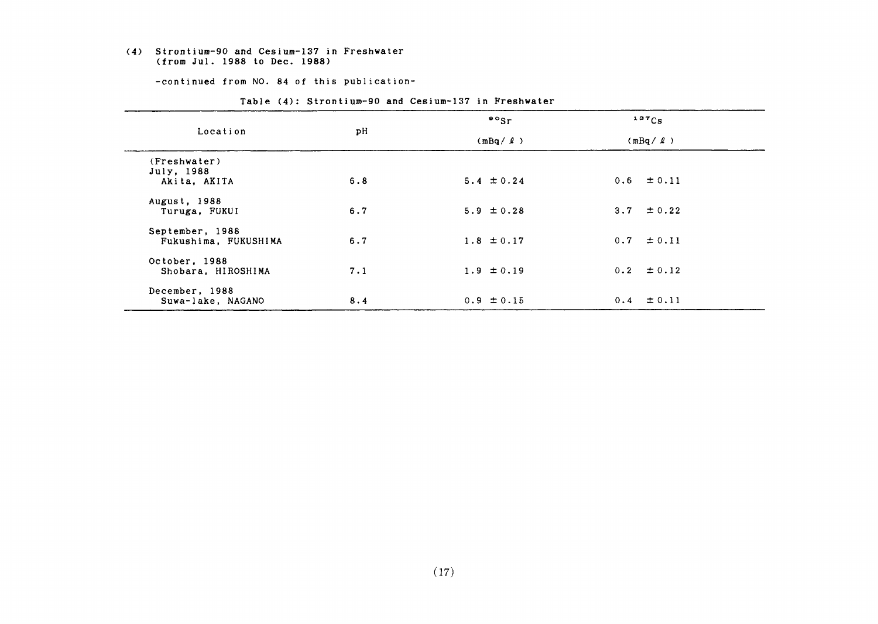(4) Strontium-90 and Cesium-137 in Freshwater (from Jul. 1988 to Dec. 1988)

-continued from NO. 84 of this publication-

Table (4): Strontium-90 and Cesium-137 in Freshwater

| Location | pH | $^{90}Sr$ (mBq/ℓ) | $^{137}Cs$ (mBq/ℓ) |
|---|---|---|---|
| (Freshwater) | | | |
| July, 1988 | | | |
| Akita, AKITA | 6.8 | 5.4 ±0.24 | 0.6 ±0.11 |
| August, 1988 | | | |
| Turuga, FUKUI | 6.7 | 5.9 ±0.28 | 3.7 ±0.22 |
| September, 1988 | | | |
| Fukushima, FUKUSHIMA | 6.7 | 1.8 ±0.17 | 0.7 ±0.11 |
| October, 1988 | | | |
| Shobara, HIROSHIMA | 7.1 | 1.9 ±0.19 | 0.2 ±0.12 |
| December, 1988 | | | |
| Suwa-lake, NAGANO | 8.4 | 0.9 ±0.15 | 0.4 ±0.11 |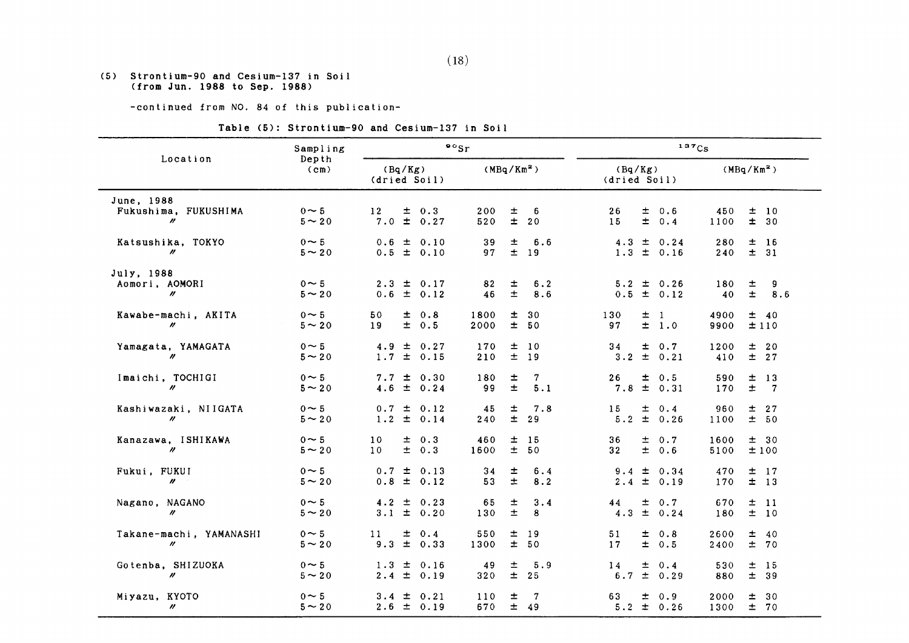(5) Strontium-90 and Cesium-137 in Soil (from Jun. 1988 to Sep. 1988)

-continued from NO. 84 of this publication-

Table (5): Strontium-90 and Cesium-137 in Soil

| Location | Sampling Depth (cm) | $^{90}$Sr (Bq/Kg) (dried Soil) | $^{90}$Sr (MBq/Km$^2$) | $^{137}$Cs (Bq/Kg) (dried Soil) | $^{137}$Cs (MBq/Km$^2$) |
|---|---|---|---|---|---|
| June, 1988 | | | | | |
| Fukushima, FUKUSHIMA | 0～5 | 12 ± 0.3 | 200 ± 6 | 26 ± 0.6 | 450 ± 10 |
| 〃 | 5～20 | 7.0 ± 0.27 | 520 ± 20 | 15 ± 0.4 | 1100 ± 30 |
| Katsushika, TOKYO | 0～5 | 0.6 ± 0.10 | 39 ± 6.6 | 4.3 ± 0.24 | 280 ± 16 |
| 〃 | 5～20 | 0.5 ± 0.10 | 97 ± 19 | 1.3 ± 0.16 | 240 ± 31 |
| July, 1988 | | | | | |
| Aomori, AOMORI | 0～5 | 2.3 ± 0.17 | 82 ± 6.2 | 5.2 ± 0.26 | 180 ± 9 |
| 〃 | 5～20 | 0.6 ± 0.12 | 46 ± 8.6 | 0.5 ± 0.12 | 40 ± 8.6 |
| Kawabe-machi, AKITA | 0～5 | 50 ± 0.8 | 1800 ± 30 | 130 ± 1 | 4900 ± 40 |
| 〃 | 5～20 | 19 ± 0.5 | 2000 ± 50 | 97 ± 1.0 | 9900 ± 110 |
| Yamagata, YAMAGATA | 0～5 | 4.9 ± 0.27 | 170 ± 10 | 34 ± 0.7 | 1200 ± 20 |
| 〃 | 5～20 | 1.7 ± 0.15 | 210 ± 19 | 3.2 ± 0.21 | 410 ± 27 |
| Imaichi, TOCHIGI | 0～5 | 7.7 ± 0.30 | 180 ± 7 | 26 ± 0.5 | 590 ± 13 |
| 〃 | 5～20 | 4.6 ± 0.24 | 99 ± 5.1 | 7.8 ± 0.31 | 170 ± 7 |
| Kashiwazaki, NIIGATA | 0～5 | 0.7 ± 0.12 | 45 ± 7.8 | 15 ± 0.4 | 960 ± 27 |
| 〃 | 5～20 | 1.2 ± 0.14 | 240 ± 29 | 5.2 ± 0.26 | 1100 ± 50 |
| Kanazawa, ISHIKAWA | 0～5 | 10 ± 0.3 | 460 ± 15 | 36 ± 0.7 | 1600 ± 30 |
| 〃 | 5～20 | 10 ± 0.3 | 1600 ± 50 | 32 ± 0.6 | 5100 ± 100 |
| Fukui, FUKUI | 0～5 | 0.7 ± 0.13 | 34 ± 6.4 | 9.4 ± 0.34 | 470 ± 17 |
| 〃 | 5～20 | 0.8 ± 0.12 | 53 ± 8.2 | 2.4 ± 0.19 | 170 ± 13 |
| Nagano, NAGANO | 0～5 | 4.2 ± 0.23 | 65 ± 3.4 | 44 ± 0.7 | 670 ± 11 |
| 〃 | 5～20 | 3.1 ± 0.20 | 130 ± 8 | 4.3 ± 0.24 | 180 ± 10 |
| Takane-machi, YAMANASHI | 0～5 | 11 ± 0.4 | 550 ± 19 | 51 ± 0.8 | 2600 ± 40 |
| 〃 | 5～20 | 9.3 ± 0.33 | 1300 ± 50 | 17 ± 0.5 | 2400 ± 70 |
| Gotenba, SHIZUOKA | 0～5 | 1.3 ± 0.16 | 49 ± 5.9 | 14 ± 0.4 | 530 ± 15 |
| 〃 | 5～20 | 2.4 ± 0.19 | 320 ± 25 | 6.7 ± 0.29 | 880 ± 39 |
| Miyazu, KYOTO | 0～5 | 3.4 ± 0.21 | 110 ± 7 | 63 ± 0.9 | 2000 ± 30 |
| 〃 | 5～20 | 2.6 ± 0.19 | 670 ± 49 | 5.2 ± 0.26 | 1300 ± 70 |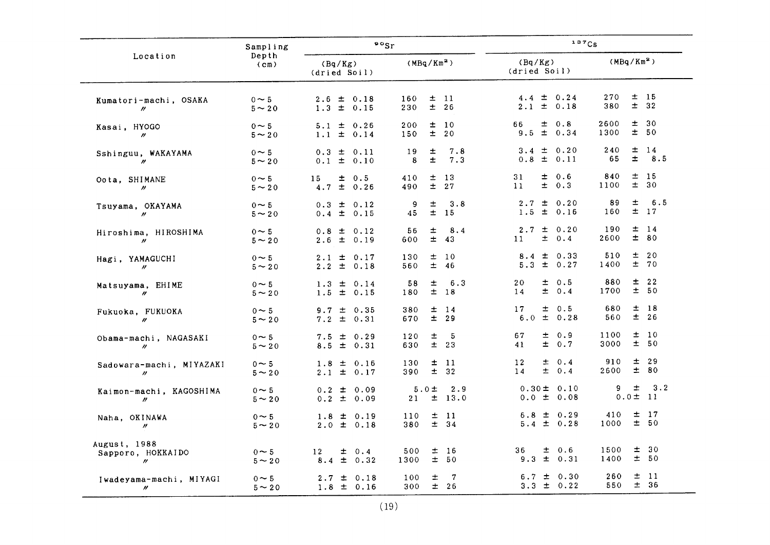| Location | Sampling Depth (cm) | $^{90}Sr$ | | $^{137}Cs$ | |
|---|---|---|---|---|---|
| | | (Bq/Kg) (dried Soil) | (MBq/Km$^2$) | (Bq/Kg) (dried Soil) | (MBq/Km$^2$) |
| Kumatori-machi, OSAKA | 0~5 | 2.6 ± 0.18 | 160 ± 11 | 4.4 ± 0.24 | 270 ± 15 |
| 〃 | 5~20 | 1.3 ± 0.15 | 230 ± 26 | 2.1 ± 0.18 | 380 ± 32 |
| Kasai, HYOGO | 0~5 | 5.1 ± 0.26 | 200 ± 10 | 66 ± 0.8 | 2600 ± 30 |
| 〃 | 5~20 | 1.1 ± 0.14 | 150 ± 20 | 9.5 ± 0.34 | 1300 ± 50 |
| Sshinguu, WAKAYAMA | 0~5 | 0.3 ± 0.11 | 19 ± 7.8 | 3.4 ± 0.20 | 240 ± 14 |
| 〃 | 5~20 | 0.1 ± 0.10 | 8 ± 7.3 | 0.8 ± 0.11 | 65 ± 8.5 |
| Oota, SHIMANE | 0~5 | 15 ± 0.5 | 410 ± 13 | 31 ± 0.6 | 840 ± 15 |
| 〃 | 5~20 | 4.7 ± 0.26 | 490 ± 27 | 11 ± 0.3 | 1100 ± 30 |
| Tsuyama, OKAYAMA | 0~5 | 0.3 ± 0.12 | 9 ± 3.8 | 2.7 ± 0.20 | 89 ± 6.5 |
| 〃 | 5~20 | 0.4 ± 0.15 | 45 ± 15 | 1.5 ± 0.16 | 160 ± 17 |
| Hiroshima, HIROSHIMA | 0~5 | 0.8 ± 0.12 | 56 ± 8.4 | 2.7 ± 0.20 | 190 ± 14 |
| 〃 | 5~20 | 2.6 ± 0.19 | 600 ± 43 | 11 ± 0.4 | 2600 ± 80 |
| Hagi, YAMAGUCHI | 0~5 | 2.1 ± 0.17 | 130 ± 10 | 8.4 ± 0.33 | 510 ± 20 |
| 〃 | 5~20 | 2.2 ± 0.18 | 560 ± 46 | 5.3 ± 0.27 | 1400 ± 70 |
| Matsuyama, EHIME | 0~5 | 1.3 ± 0.14 | 58 ± 6.3 | 20 ± 0.5 | 880 ± 22 |
| 〃 | 5~20 | 1.5 ± 0.15 | 180 ± 18 | 14 ± 0.4 | 1700 ± 50 |
| Fukuoka, FUKUOKA | 0~5 | 9.7 ± 0.35 | 380 ± 14 | 17 ± 0.5 | 680 ± 18 |
| 〃 | 5~20 | 7.2 ± 0.31 | 670 ± 29 | 6.0 ± 0.28 | 560 ± 26 |
| Obama-machi, NAGASAKI | 0~5 | 7.5 ± 0.29 | 120 ± 5 | 67 ± 0.9 | 1100 ± 10 |
| 〃 | 5~20 | 8.5 ± 0.31 | 630 ± 23 | 41 ± 0.7 | 3000 ± 50 |
| Sadowara-machi, MIYAZAKI | 0~5 | 1.8 ± 0.16 | 130 ± 11 | 12 ± 0.4 | 910 ± 29 |
| 〃 | 5~20 | 2.1 ± 0.17 | 390 ± 32 | 14 ± 0.4 | 2600 ± 80 |
| Kaimon-machi, KAGOSHIMA | 0~5 | 0.2 ± 0.09 | 5.0 ± 2.9 | 0.30 ± 0.10 | 9 ± 3.2 |
| 〃 | 5~20 | 0.2 ± 0.09 | 21 ± 13.0 | 0.0 ± 0.08 | 0.0 ± 11 |
| Naha, OKINAWA | 0~5 | 1.8 ± 0.19 | 110 ± 11 | 6.8 ± 0.29 | 410 ± 17 |
| 〃 | 5~20 | 2.0 ± 0.18 | 380 ± 34 | 5.4 ± 0.28 | 1000 ± 50 |
| August, 1988 | | | | | |
| Sapporo, HOKKAIDO | 0~5 | 12 ± 0.4 | 500 ± 16 | 36 ± 0.6 | 1500 ± 30 |
| 〃 | 5~20 | 8.4 ± 0.32 | 1300 ± 50 | 9.3 ± 0.31 | 1400 ± 50 |
| Iwadeyama-machi, MIYAGI | 0~5 | 2.7 ± 0.18 | 100 ± 7 | 6.7 ± 0.30 | 260 ± 11 |
| 〃 | 5~20 | 1.8 ± 0.16 | 300 ± 26 | 3.3 ± 0.22 | 550 ± 36 |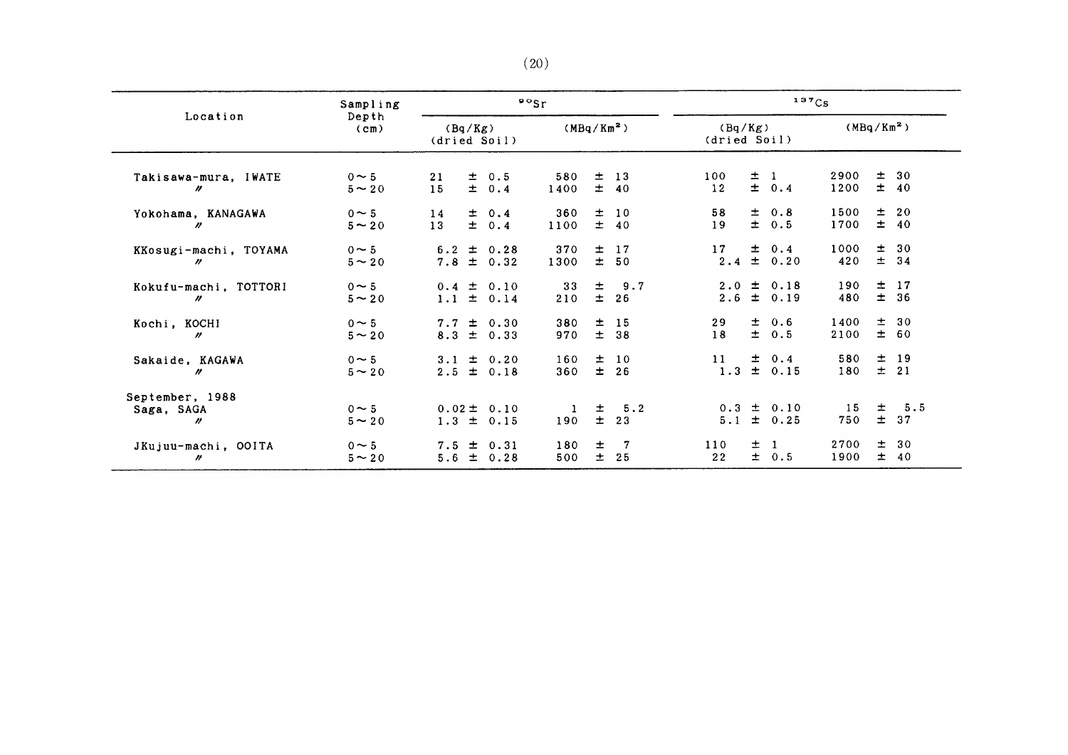| Location | Sampling Depth (cm) | $^{90}Sr$ | | $^{137}Cs$ | |
|---|---|---|---|---|---|
| | | (Bq/Kg) (dried Soil) | (MBq/Km$^2$) | (Bq/Kg) (dried Soil) | (MBq/Km$^2$) |
| Takisawa-mura, IWATE | 0～5 | 21 ± 0.5 | 580 ± 13 | 100 ± 1 | 2900 ± 30 |
| 〃 | 5～20 | 15 ± 0.4 | 1400 ± 40 | 12 ± 0.4 | 1200 ± 40 |
| Yokohama, KANAGAWA | 0～5 | 14 ± 0.4 | 360 ± 10 | 58 ± 0.8 | 1500 ± 20 |
| 〃 | 5～20 | 13 ± 0.4 | 1100 ± 40 | 19 ± 0.5 | 1700 ± 40 |
| KKosugi-machi, TOYAMA | 0～5 | 6.2 ± 0.28 | 370 ± 17 | 17 ± 0.4 | 1000 ± 30 |
| 〃 | 5～20 | 7.8 ± 0.32 | 1300 ± 50 | 2.4 ± 0.20 | 420 ± 34 |
| Kokufu-machi, TOTTORI | 0～5 | 0.4 ± 0.10 | 33 ± 9.7 | 2.0 ± 0.18 | 190 ± 17 |
| 〃 | 5～20 | 1.1 ± 0.14 | 210 ± 26 | 2.6 ± 0.19 | 480 ± 36 |
| Kochi, KOCHI | 0～5 | 7.7 ± 0.30 | 380 ± 15 | 29 ± 0.6 | 1400 ± 30 |
| 〃 | 5～20 | 8.3 ± 0.33 | 970 ± 38 | 18 ± 0.5 | 2100 ± 60 |
| Sakaide, KAGAWA | 0～5 | 3.1 ± 0.20 | 160 ± 10 | 11 ± 0.4 | 580 ± 19 |
| 〃 | 5～20 | 2.5 ± 0.18 | 360 ± 26 | 1.3 ± 0.15 | 180 ± 21 |
| September, 1988 | | | | | |
| Saga, SAGA | 0～5 | 0.02 ± 0.10 | 1 ± 5.2 | 0.3 ± 0.10 | 15 ± 5.5 |
| 〃 | 5～20 | 1.3 ± 0.15 | 190 ± 23 | 5.1 ± 0.25 | 750 ± 37 |
| JKujuu-machi, OOITA | 0～5 | 7.5 ± 0.31 | 180 ± 7 | 110 ± 1 | 2700 ± 30 |
| 〃 | 5～20 | 5.6 ± 0.28 | 500 ± 25 | 22 ± 0.5 | 1900 ± 40 |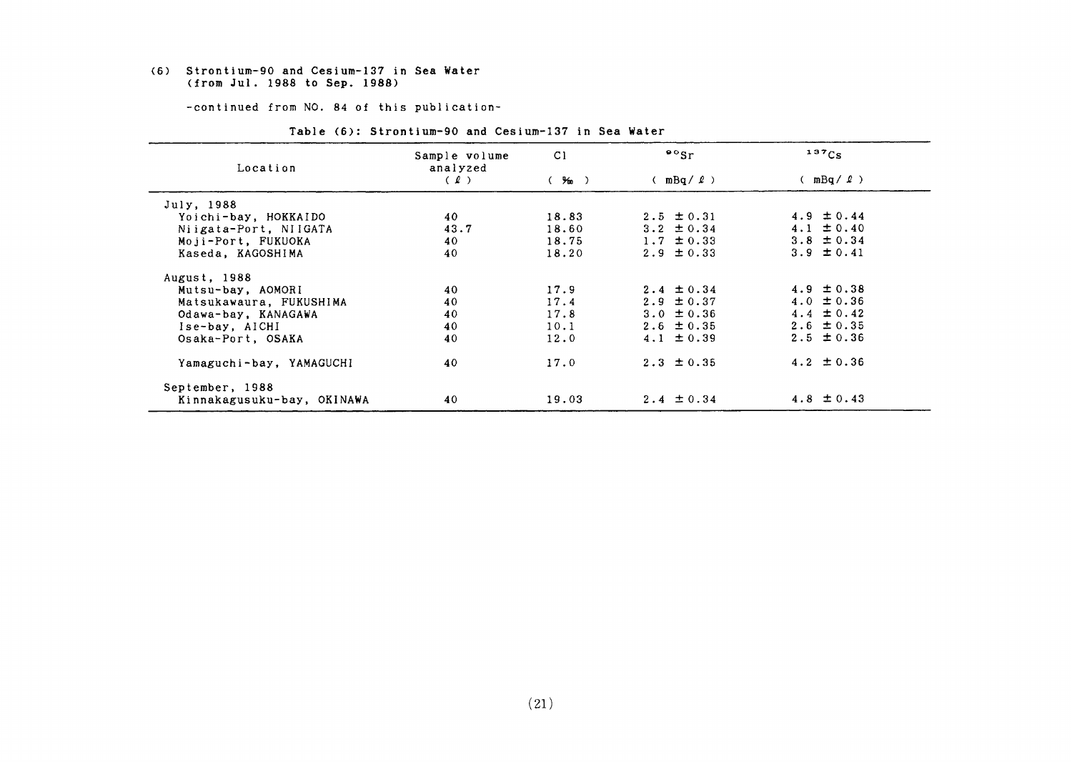(6) Strontium-90 and Cesium-137 in Sea Water
(from Jul. 1988 to Sep. 1988)

-continued from NO. 84 of this publication-

Table (6): Strontium-90 and Cesium-137 in Sea Water

| Location | Sample volume analyzed (ℓ) | Cl (‰) | $^{90}Sr$ (mBq/ℓ) | $^{137}Cs$ (mBq/ℓ) |
|---|---|---|---|---|
| July, 1988 | | | | |
| Yoichi-bay, HOKKAIDO | 40 | 18.83 | 2.5 ±0.31 | 4.9 ±0.44 |
| Niigata-Port, NIIGATA | 43.7 | 18.60 | 3.2 ±0.34 | 4.1 ±0.40 |
| Moji-Port, FUKUOKA | 40 | 18.75 | 1.7 ±0.33 | 3.8 ±0.34 |
| Kaseda, KAGOSHIMA | 40 | 18.20 | 2.9 ±0.33 | 3.9 ±0.41 |
| August, 1988 | | | | |
| Mutsu-bay, AOMORI | 40 | 17.9 | 2.4 ±0.34 | 4.9 ±0.38 |
| Matsukawaura, FUKUSHIMA | 40 | 17.4 | 2.9 ±0.37 | 4.0 ±0.36 |
| Odawa-bay, KANAGAWA | 40 | 17.8 | 3.0 ±0.36 | 4.4 ±0.42 |
| Ise-bay, AICHI | 40 | 10.1 | 2.6 ±0.35 | 2.6 ±0.35 |
| Osaka-Port, OSAKA | 40 | 12.0 | 4.1 ±0.39 | 2.5 ±0.36 |
| Yamaguchi-bay, YAMAGUCHI | 40 | 17.0 | 2.3 ±0.35 | 4.2 ±0.36 |
| September, 1988 | | | | |
| Kinnakagusuku-bay, OKINAWA | 40 | 19.03 | 2.4 ±0.34 | 4.8 ±0.43 |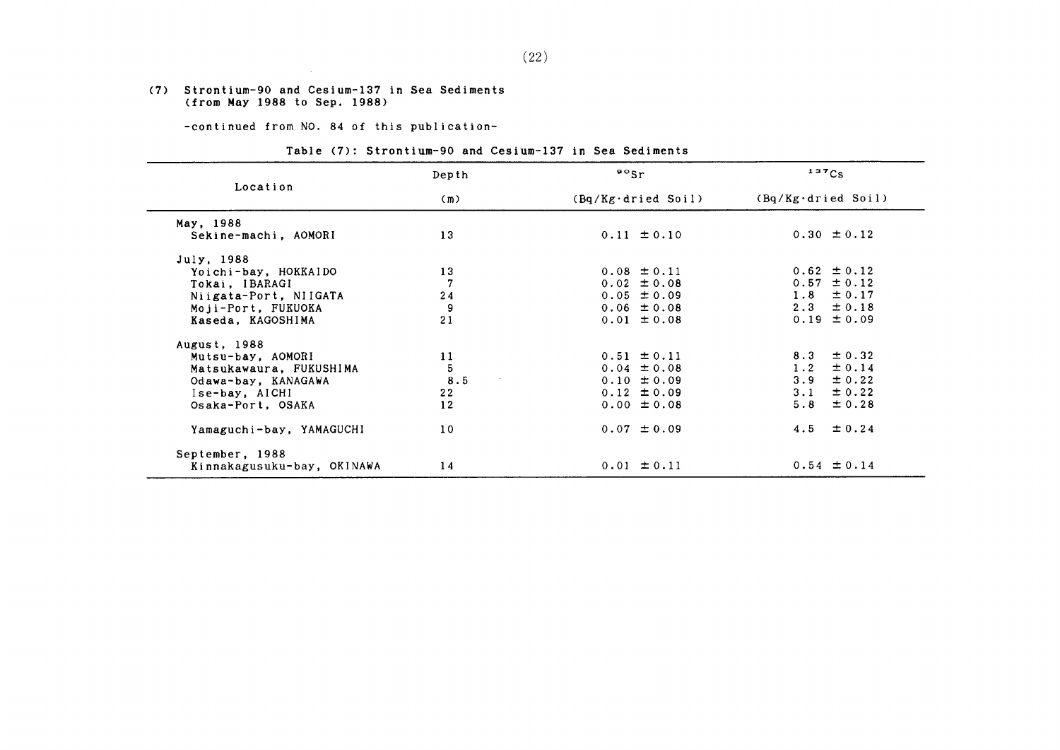## (7) Strontium-90 and Cesium-137 in Sea Sediments (from May 1988 to Sep. 1988)

-continued from NO. 84 of this publication-

Table (7): Strontium-90 and Cesium-137 in Sea Sediments

| Location | Depth (m) | $^{90}Sr$ (Bq/Kg·dried Soil) | $^{137}Cs$ (Bq/Kg·dried Soil) |
|---|---|---|---|
| May, 1988 | | | |
| Sekine-machi, AOMORI | 13 | 0.11 ± 0.10 | 0.30 ± 0.12 |
| July, 1988 | | | |
| Yoichi-bay, HOKKAIDO | 13 | 0.08 ± 0.11 | 0.62 ± 0.12 |
| Tokai, IBARAGI | 7 | 0.02 ± 0.08 | 0.57 ± 0.12 |
| Niigata-Port, NIIGATA | 24 | 0.05 ± 0.09 | 1.8 ± 0.17 |
| Moji-Port, FUKUOKA | 9 | 0.06 ± 0.08 | 2.3 ± 0.18 |
| Kaseda, KAGOSHIMA | 21 | 0.01 ± 0.08 | 0.19 ± 0.09 |
| August, 1988 | | | |
| Mutsu-bay, AOMORI | 11 | 0.51 ± 0.11 | 8.3 ± 0.32 |
| Matsukawaura, FUKUSHIMA | 5 | 0.04 ± 0.08 | 1.2 ± 0.14 |
| Odawa-bay, KANAGAWA | 8.5 | 0.10 ± 0.09 | 3.9 ± 0.22 |
| Ise-bay, AICHI | 22 | 0.12 ± 0.09 | 3.1 ± 0.22 |
| Osaka-Port, OSAKA | 12 | 0.00 ± 0.08 | 5.8 ± 0.28 |
| Yamaguchi-bay, YAMAGUCHI | 10 | 0.07 ± 0.09 | 4.5 ± 0.24 |
| September, 1988 | | | |
| Kinnakagusuku-bay, OKINAWA | 14 | 0.01 ± 0.11 | 0.54 ± 0.14 |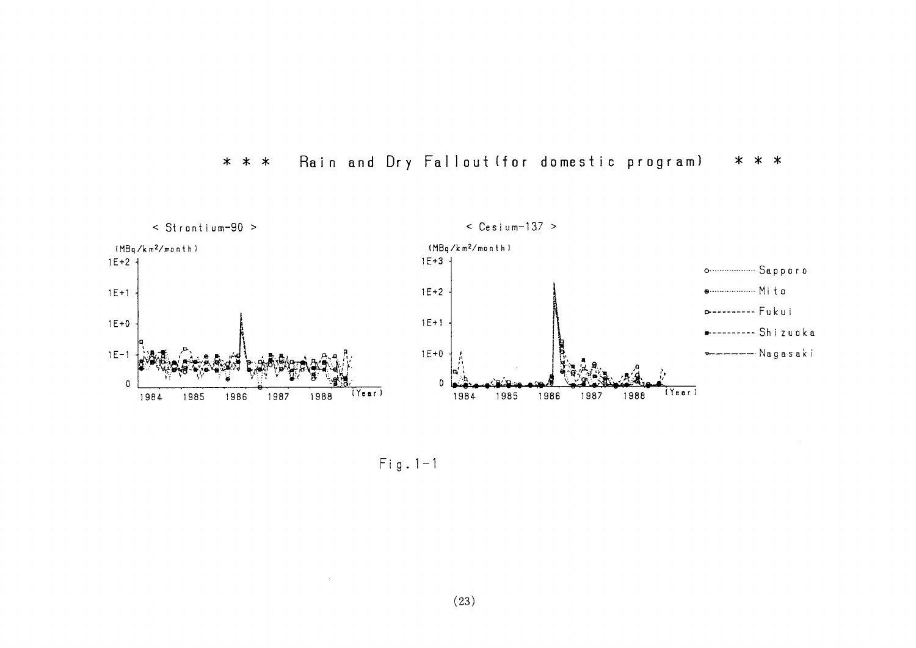*** Rain and Dry Fallout (for domestic program) ***

< Strontium-90 >

(MBq/km²/month)

1E+2

1E+1

1E+0

1E-1

0

1984 1985 1986 1987 1988 (Year)

< Cesium-137 >

(MBq/km²/month)

1E+3

1E+2

1E+1

1E+0

0

1984 1985 1986 1987 1988 (Year)

Sapporo

Mito

Fukui

Shizuoka

Nagasaki

Fig. 1-1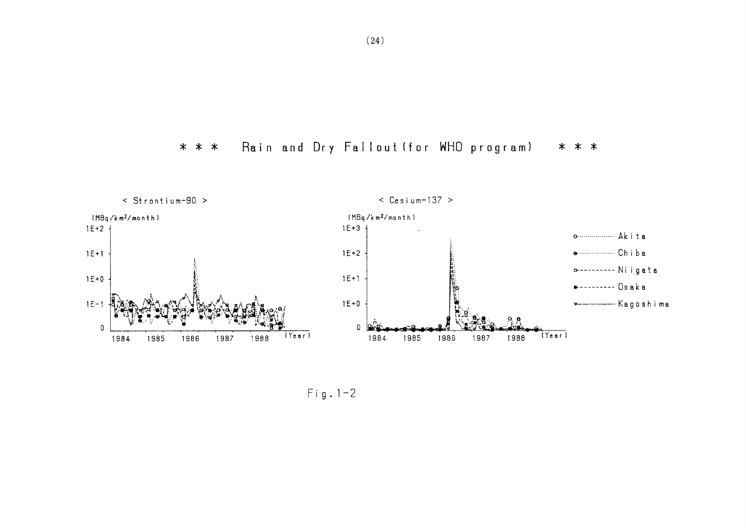# * * * Rain and Dry Fallout (for WHO program) * * *

< Strontium-90 >

(MBq/km²/month)

1E+2
1E+1
1E+0
1E-1
0

1984 1985 1986 1987 1988 (Year)

< Cesium-137 >

(MBq/km²/month)

1E+3
1E+2
1E+1
1E+0
0

1984 1985 1986 1987 1988 (Year)

Akita
Chiba
Niigata
Osaka
Kagoshima

Fig. 1-2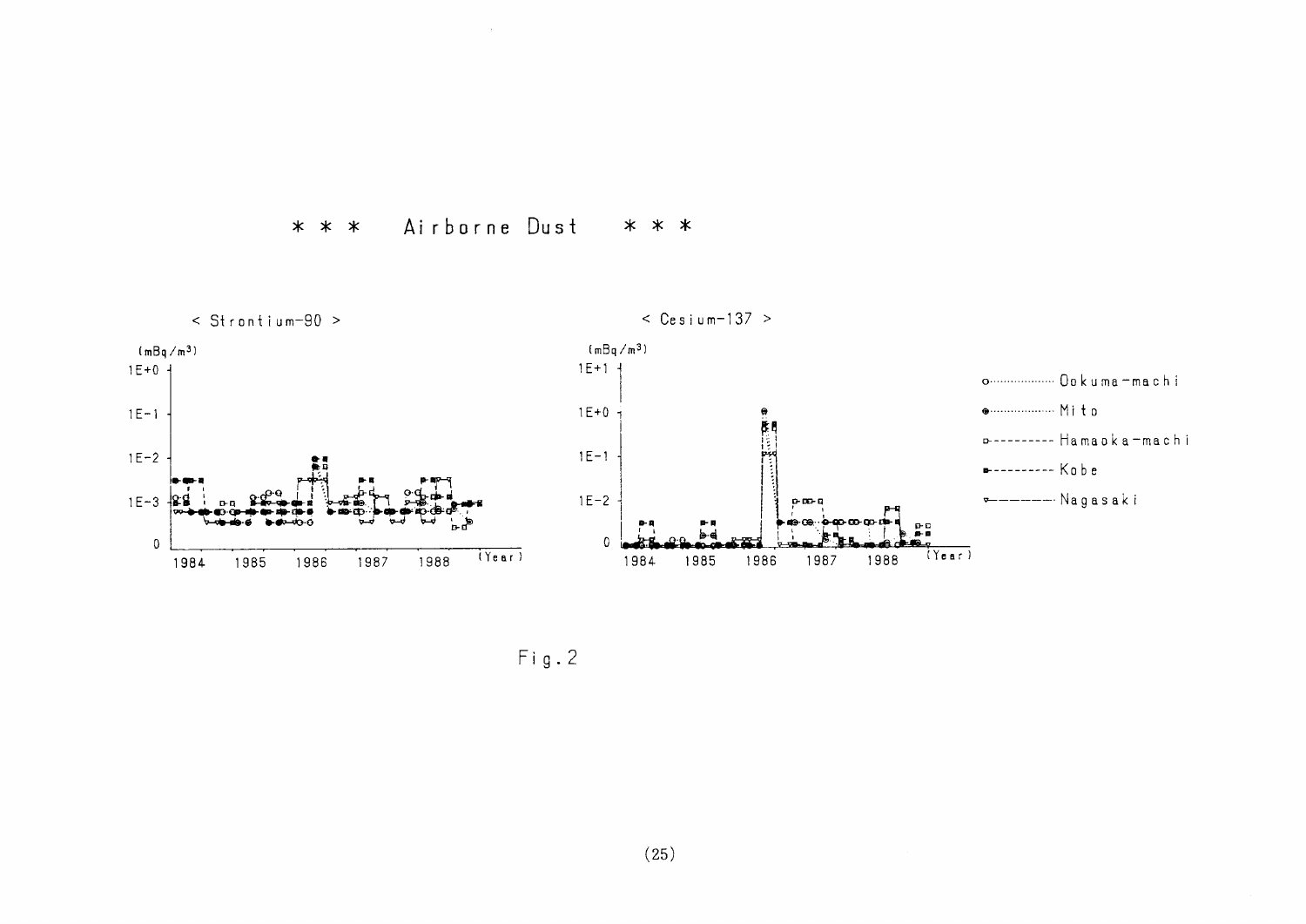# * * * Airborne Dust * * *

< Strontium-90 >

(mBq/m³)

1E+0

1E-1

1E-2

1E-3

0

1984 1985 1986 1987 1988 (Year)

< Cesium-137 >

(mBq/m³)

1E+1

1E+0

1E-1

1E-2

0

1984 1985 1986 1987 1988 (Year)

- Ookuma-machi
- Mito
- Hamaoka-machi
- Kobe
- Nagasaki

Fig.2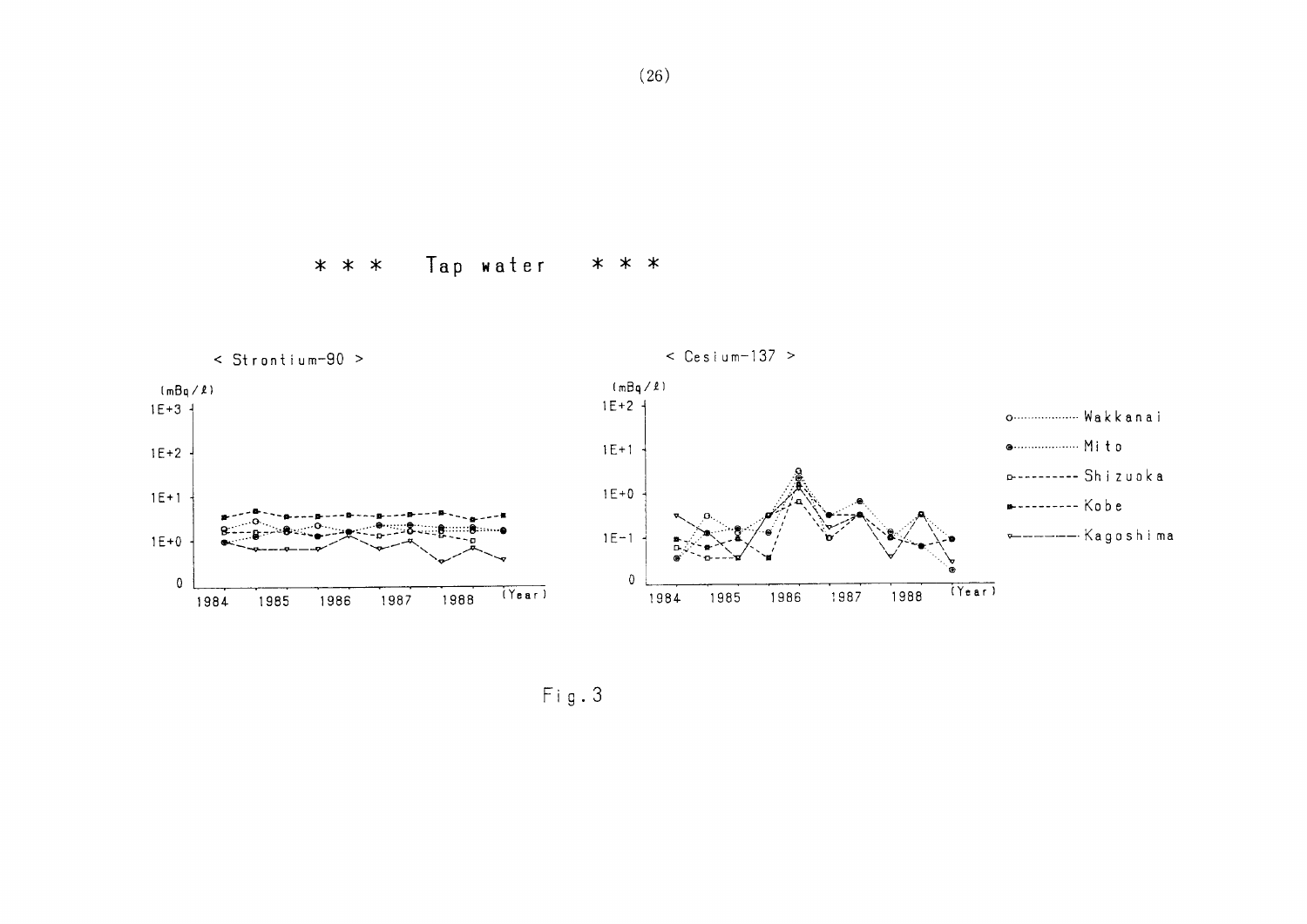\* \* \* Tap water \* \* \*

< Strontium-90 >

(mBq/ℓ)

1E+3

1E+2

1E+1

1E+0

0

1984 1985 1986 1987 1988 (Year)

< Cesium-137 >

(mBq/ℓ)

1E+2

1E+1

1E+0

1E-1

0

1984 1985 1986 1987 1988 (Year)

Wakkanai

Mito

Shizuoka

Kobe

Kagoshima

Fig.3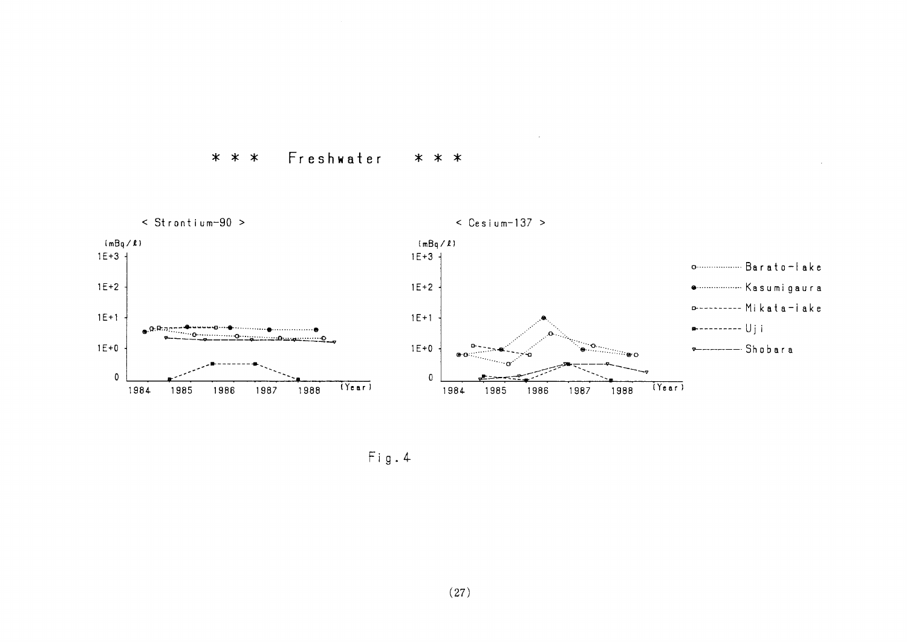\* \* \* Freshwater \* \* \*

< Strontium-90 >

(mBq/ℓ)

1E+3

1E+2

1E+1

1E+0

0

1984 1985 1986 1987 1988 (Year)

< Cesium-137 >

(mBq/ℓ)

1E+3

1E+2

1E+1

1E+0

0

1984 1985 1986 1987 1988 (Year)

- ○ Barato-lake
- ● Kasumigaura
- □ Mikata-lake
- ■ Uji
- ▽ Shobara

Fig.4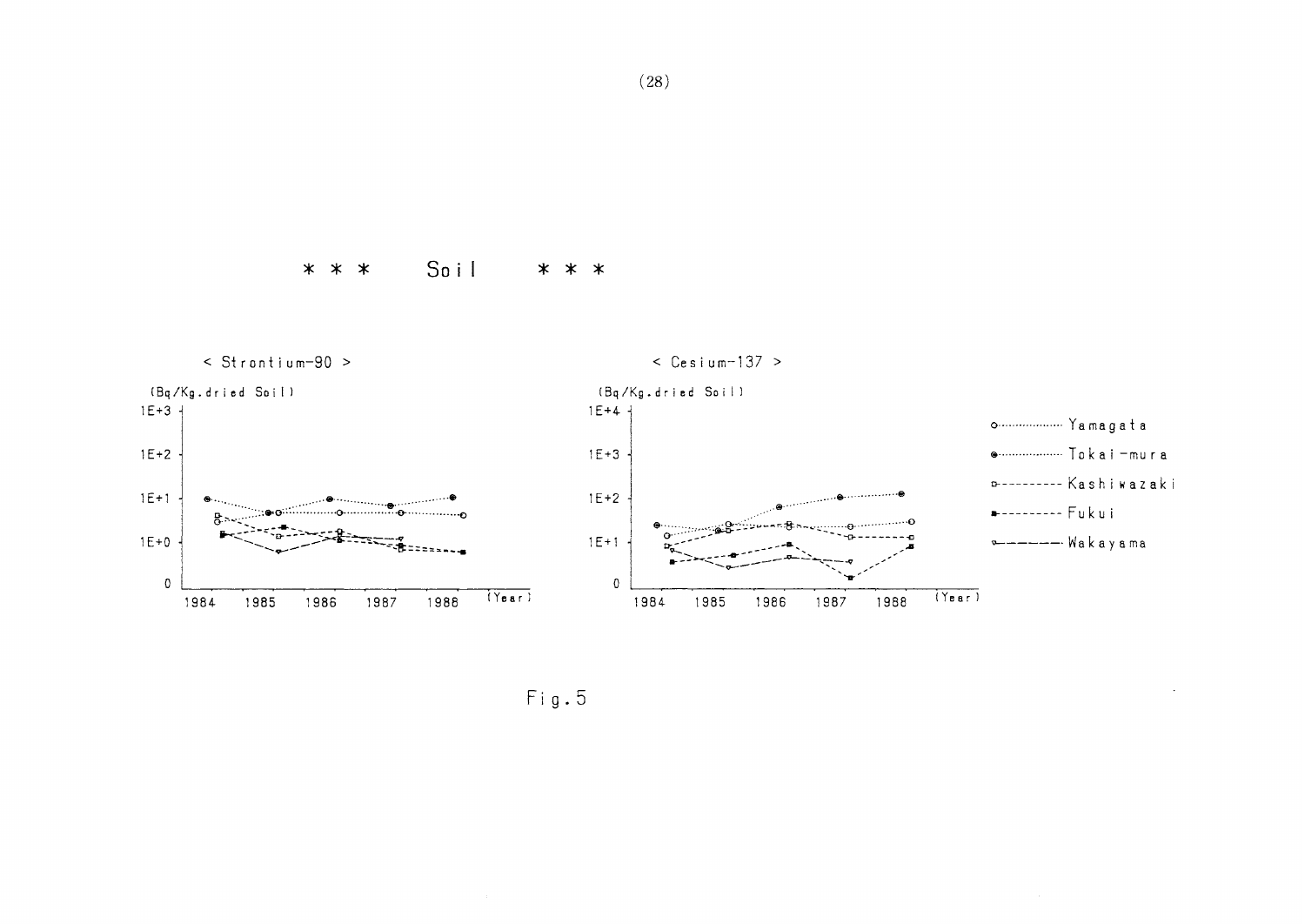*** Soil ***

< Strontium-90 >

(Bq/Kg.dried Soil)

1E+3

1E+2

1E+1

1E+0

0

1984 1985 1986 1987 1988 (Year)

< Cesium-137 >

(Bq/Kg.dried Soil)

1E+4

1E+3

1E+2

1E+1

0

1984 1985 1986 1987 1988 (Year)

Yamagata

Tokai-mura

Kashiwazaki

Fukui

Wakayama

Fig.5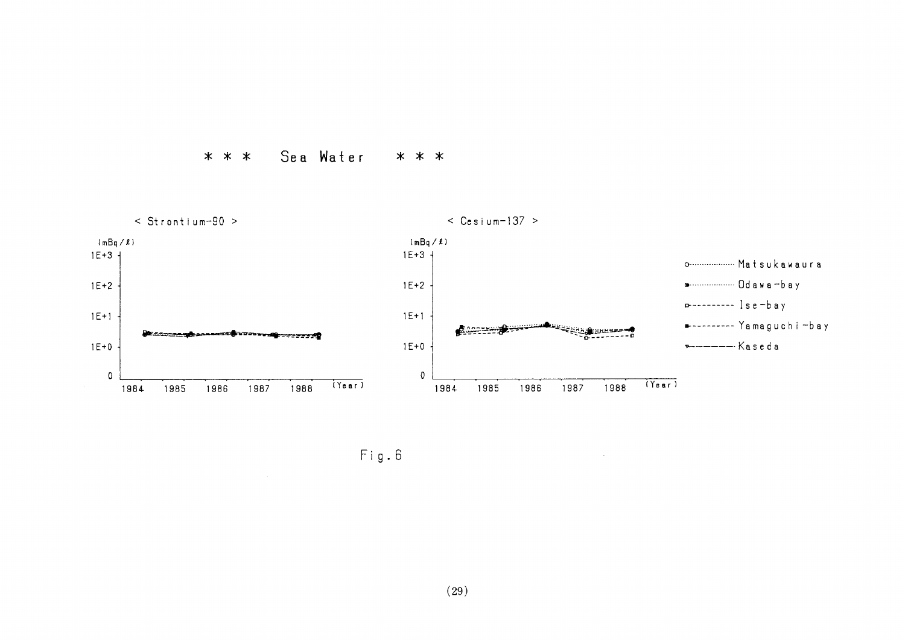# * * * Sea Water * * *

< Strontium-90 >

(mBq/ℓ)

1E+3

1E+2

1E+1

1E+0

0

1984 1985 1986 1987 1988 (Year)

< Cesium-137 >

(mBq/ℓ)

1E+3

1E+2

1E+1

1E+0

0

1984 1985 1986 1987 1988 (Year)

- Matsukawaura
- Odawa-bay
- Ise-bay
- Yamaguchi-bay
- Kaseda

Fig.6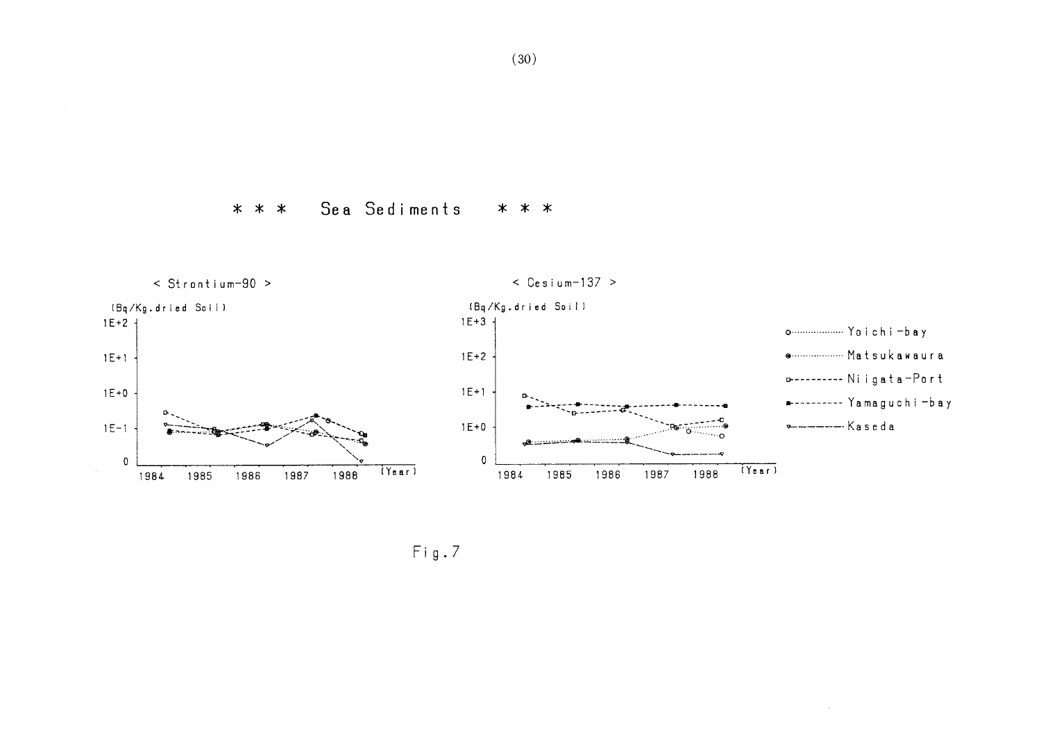\*\*\* Sea Sediments \*\*\*

< Strontium-90 >

(Bq/Kg.dried Soil)

1E+2

1E+1

1E+0

1E-1

0

1984 1985 1986 1987 1988 (Year)

< Cesium-137 >

(Bq/Kg.dried Soil)

1E+3

1E+2

1E+1

1E+0

0

1984 1985 1986 1987 1988 (Year)

○·········· Yoichi-bay

◉·········· Matsukawaura

□---------- Niigata-Port

■---------- Yamaguchi-bay

▽———— Kaseda

Fig.7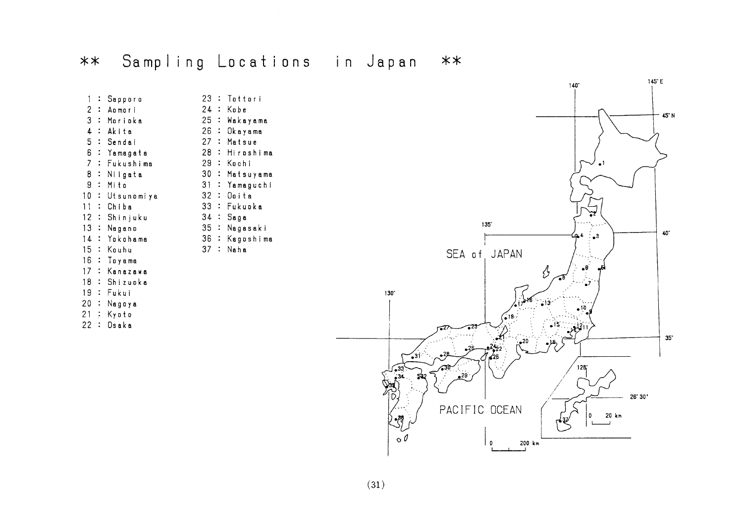# ** Sampling Locations in Japan **

1 : Sapporo
2 : Aomori
3 : Morioka
4 : Akita
5 : Sendai
6 : Yamagata
7 : Fukushima
8 : Niigata
9 : Mito
10 : Utsunomiya
11 : Chiba
12 : Shinjuku
13 : Nagano
14 : Yokohama
15 : Kouhu
16 : Toyama
17 : Kanazawa
18 : Shizuoka
19 : Fukui
20 : Nagoya
21 : Kyoto
22 : Osaka
23 : Tottori
24 : Kobe
25 : Wakayama
26 : Okayama
27 : Matsue
28 : Hiroshima
29 : Kochi
30 : Matsuyama
31 : Yamaguchi
32 : Ooita
33 : Fukuoka
34 : Saga
35 : Nagasaki
36 : Kagoshima
37 : Naha

140°
145°E
45°N
135°
40°
SEA of JAPAN
130°
35°
128°
26°30'
0 20 km
PACIFIC OCEAN
0 200 km